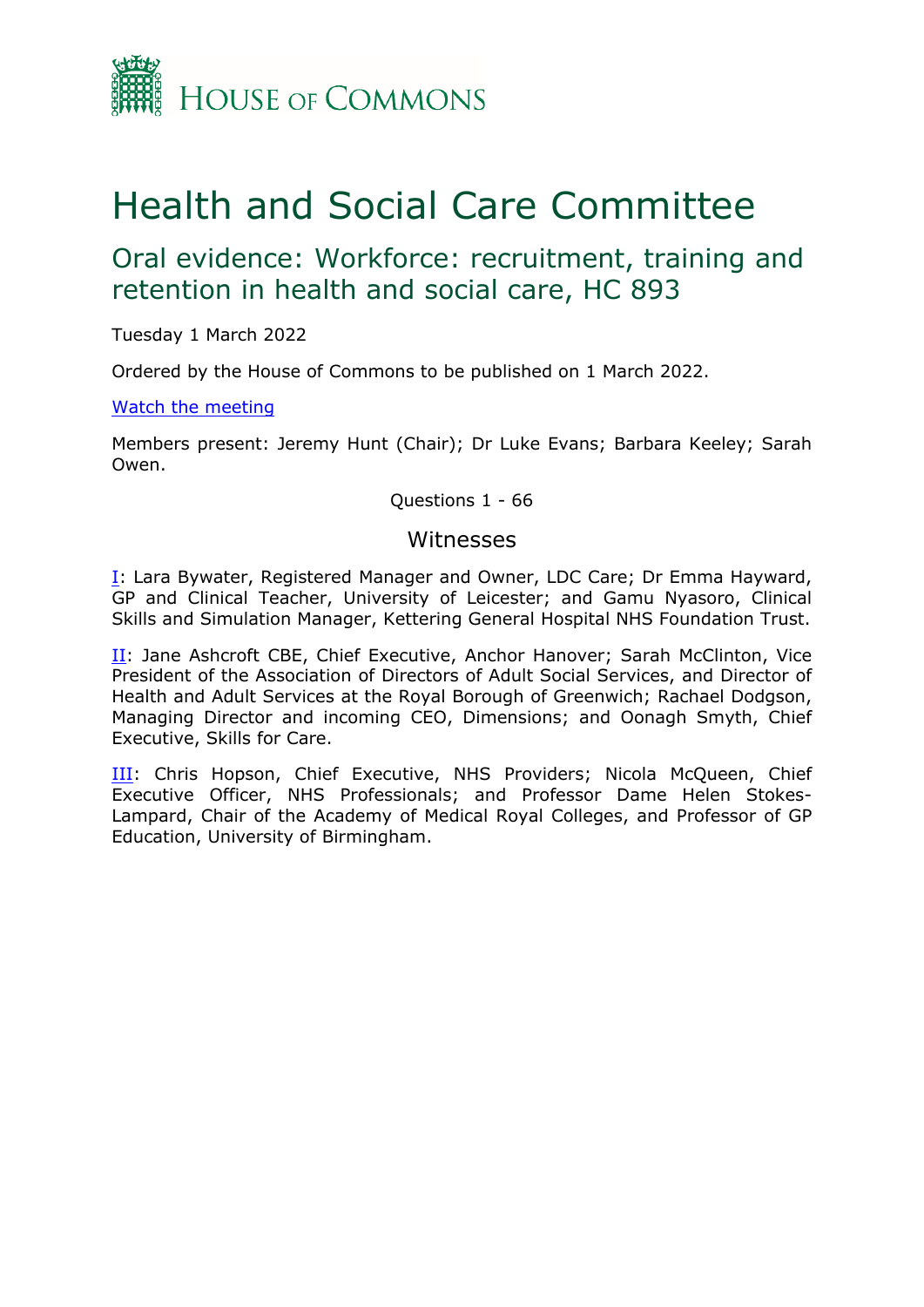# Health and Social Care Committee

## Oral evidence: Workforce: recruitment, training and retention in health and social care, HC 893

Tuesday 1 March 2022

Ordered by the House of Commons to be published on 1 March 2022.

Watch the meeting

Members present: Jeremy Hunt (Chair); Dr Luke Evans; Barbara Keeley; Sarah Owen.

Questions 1 - 66

### Witnesses

I: Lara Bywater, Registered Manager and Owner, LDC Care; Dr Emma Hayward, GP and Clinical Teacher, University of Leicester; and Gamu Nyasoro, Clinical Skills and Simulation Manager, Kettering General Hospital NHS Foundation Trust.

II: Jane Ashcroft CBE, Chief Executive, Anchor Hanover; Sarah McClinton, Vice President of the Association of Directors of Adult Social Services, and Director of Health and Adult Services at the Royal Borough of Greenwich; Rachael Dodgson, Managing Director and incoming CEO, Dimensions; and Oonagh Smyth, Chief Executive, Skills for Care.

III: Chris Hopson, Chief Executive, NHS Providers; Nicola McQueen, Chief Executive Officer, NHS Professionals; and Professor Dame Helen Stokes-Lampard, Chair of the Academy of Medical Royal Colleges, and Professor of GP Education, University of Birmingham.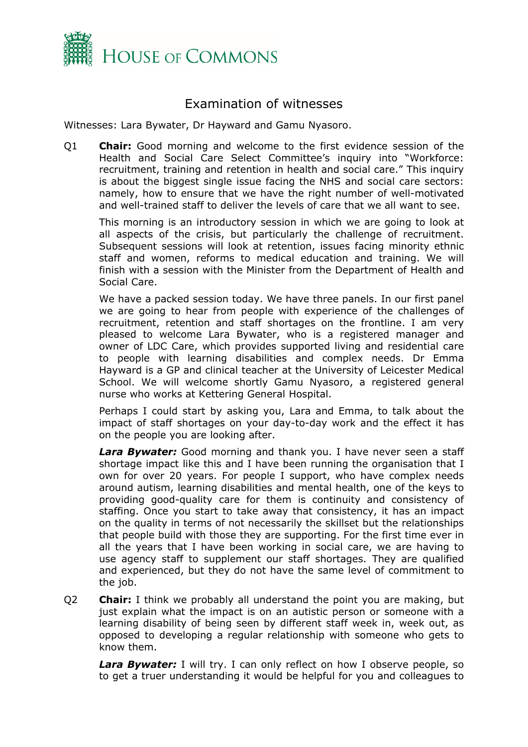# Examination of witnesses

Witnesses: Lara Bywater, Dr Hayward and Gamu Nyasoro.

Q1 **Chair:** Good morning and welcome to the first evidence session of the Health and Social Care Select Committee's inquiry into "Workforce: recruitment, training and retention in health and social care." This inquiry is about the biggest single issue facing the NHS and social care sectors: namely, how to ensure that we have the right number of well-motivated and well-trained staff to deliver the levels of care that we all want to see.

This morning is an introductory session in which we are going to look at all aspects of the crisis, but particularly the challenge of recruitment. Subsequent sessions will look at retention, issues facing minority ethnic staff and women, reforms to medical education and training. We will finish with a session with the Minister from the Department of Health and Social Care.

We have a packed session today. We have three panels. In our first panel we are going to hear from people with experience of the challenges of recruitment, retention and staff shortages on the frontline. I am very pleased to welcome Lara Bywater, who is a registered manager and owner of LDC Care, which provides supported living and residential care to people with learning disabilities and complex needs. Dr Emma Hayward is a GP and clinical teacher at the University of Leicester Medical School. We will welcome shortly Gamu Nyasoro, a registered general nurse who works at Kettering General Hospital.

Perhaps I could start by asking you, Lara and Emma, to talk about the impact of staff shortages on your day-to-day work and the effect it has on the people you are looking after.

***Lara Bywater:*** Good morning and thank you. I have never seen a staff shortage impact like this and I have been running the organisation that I own for over 20 years. For people I support, who have complex needs around autism, learning disabilities and mental health, one of the keys to providing good-quality care for them is continuity and consistency of staffing. Once you start to take away that consistency, it has an impact on the quality in terms of not necessarily the skillset but the relationships that people build with those they are supporting. For the first time ever in all the years that I have been working in social care, we are having to use agency staff to supplement our staff shortages. They are qualified and experienced, but they do not have the same level of commitment to the job.

Q2 **Chair:** I think we probably all understand the point you are making, but just explain what the impact is on an autistic person or someone with a learning disability of being seen by different staff week in, week out, as opposed to developing a regular relationship with someone who gets to know them.

***Lara Bywater:*** I will try. I can only reflect on how I observe people, so to get a truer understanding it would be helpful for you and colleagues to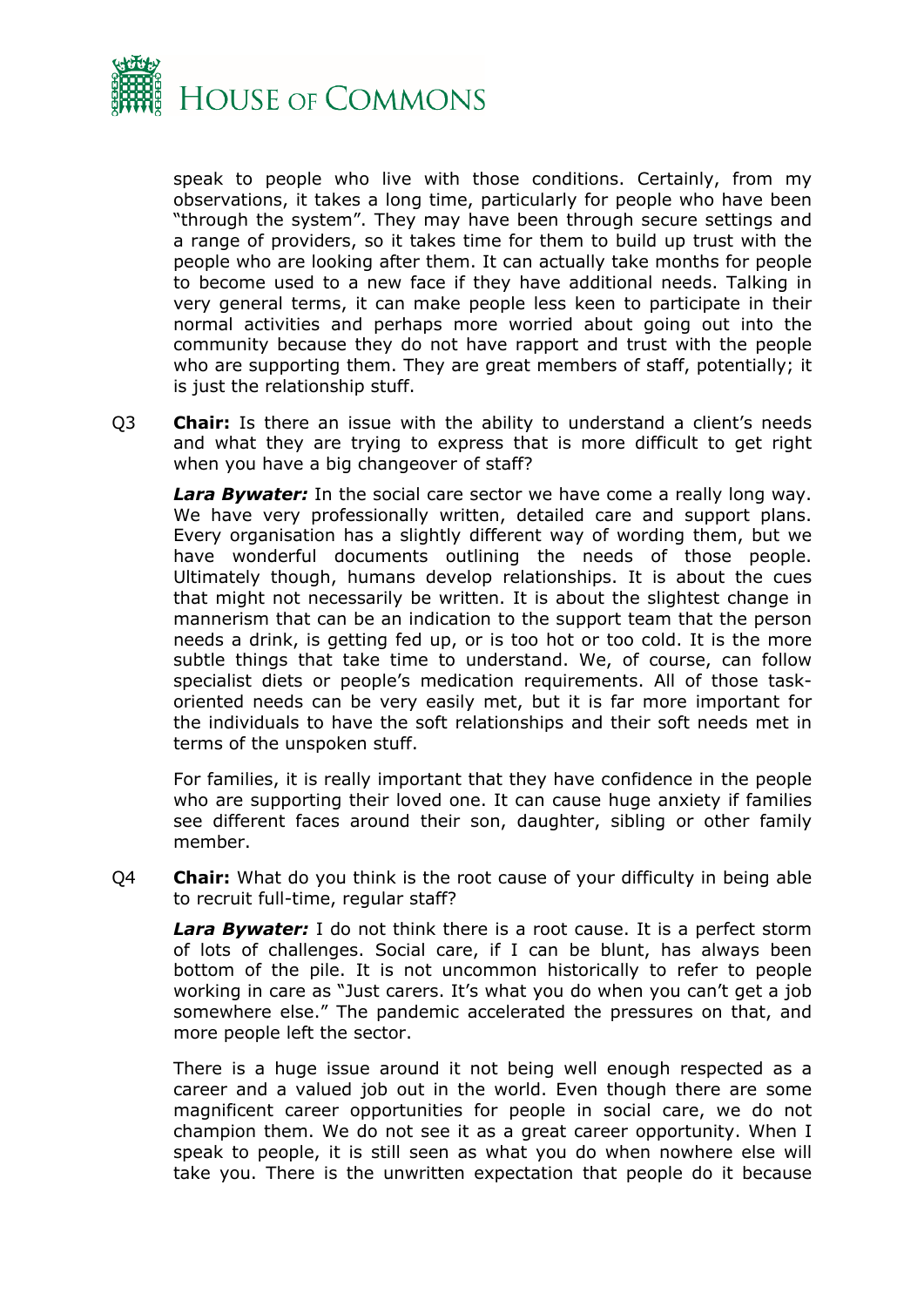speak to people who live with those conditions. Certainly, from my observations, it takes a long time, particularly for people who have been "through the system". They may have been through secure settings and a range of providers, so it takes time for them to build up trust with the people who are looking after them. It can actually take months for people to become used to a new face if they have additional needs. Talking in very general terms, it can make people less keen to participate in their normal activities and perhaps more worried about going out into the community because they do not have rapport and trust with the people who are supporting them. They are great members of staff, potentially; it is just the relationship stuff.

Q3 **Chair:** Is there an issue with the ability to understand a client's needs and what they are trying to express that is more difficult to get right when you have a big changeover of staff?

***Lara Bywater:*** In the social care sector we have come a really long way. We have very professionally written, detailed care and support plans. Every organisation has a slightly different way of wording them, but we have wonderful documents outlining the needs of those people. Ultimately though, humans develop relationships. It is about the cues that might not necessarily be written. It is about the slightest change in mannerism that can be an indication to the support team that the person needs a drink, is getting fed up, or is too hot or too cold. It is the more subtle things that take time to understand. We, of course, can follow specialist diets or people's medication requirements. All of those task-oriented needs can be very easily met, but it is far more important for the individuals to have the soft relationships and their soft needs met in terms of the unspoken stuff.

For families, it is really important that they have confidence in the people who are supporting their loved one. It can cause huge anxiety if families see different faces around their son, daughter, sibling or other family member.

Q4 **Chair:** What do you think is the root cause of your difficulty in being able to recruit full-time, regular staff?

***Lara Bywater:*** I do not think there is a root cause. It is a perfect storm of lots of challenges. Social care, if I can be blunt, has always been bottom of the pile. It is not uncommon historically to refer to people working in care as "Just carers. It's what you do when you can't get a job somewhere else." The pandemic accelerated the pressures on that, and more people left the sector.

There is a huge issue around it not being well enough respected as a career and a valued job out in the world. Even though there are some magnificent career opportunities for people in social care, we do not champion them. We do not see it as a great career opportunity. When I speak to people, it is still seen as what you do when nowhere else will take you. There is the unwritten expectation that people do it because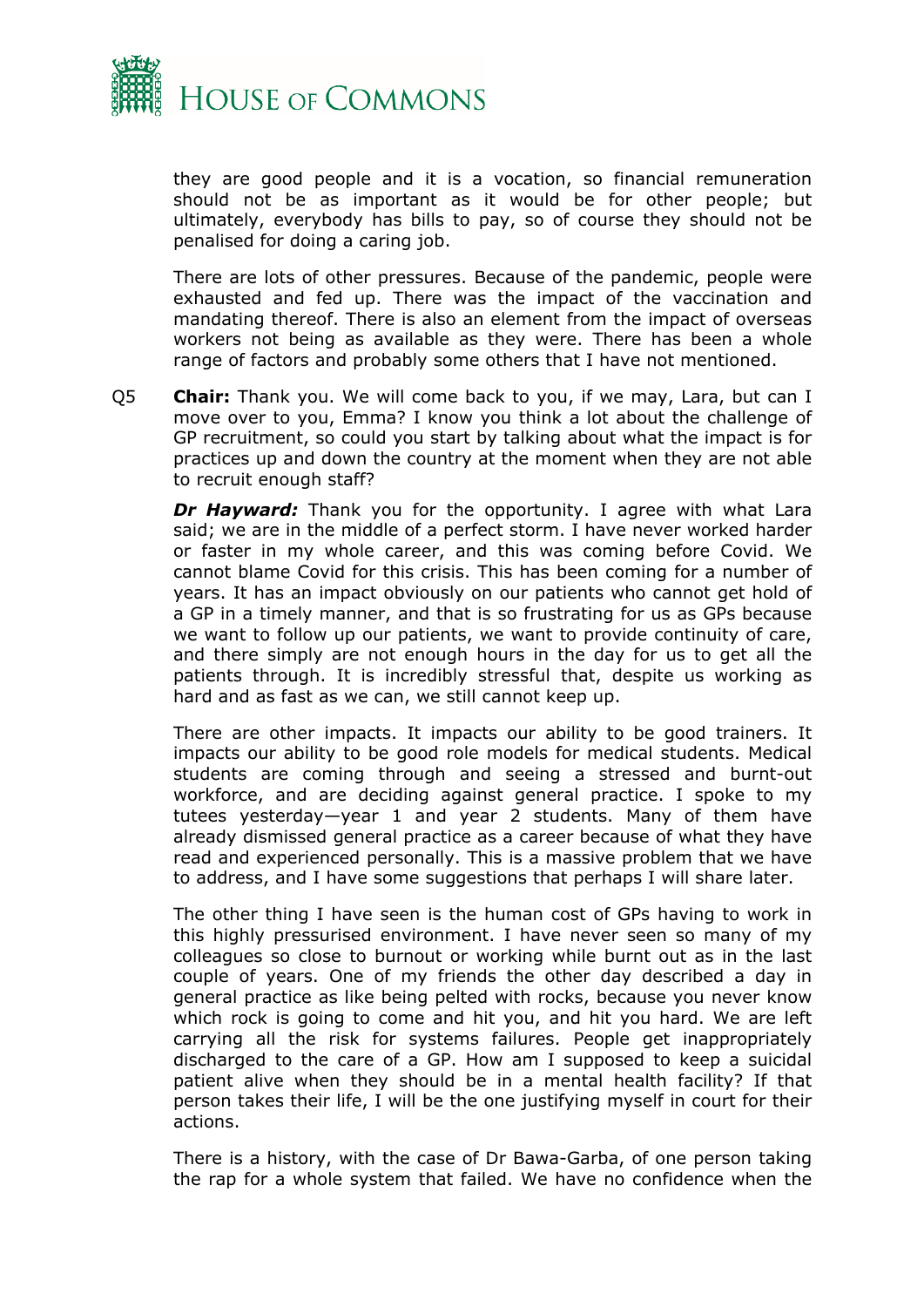they are good people and it is a vocation, so financial remuneration should not be as important as it would be for other people; but ultimately, everybody has bills to pay, so of course they should not be penalised for doing a caring job.

There are lots of other pressures. Because of the pandemic, people were exhausted and fed up. There was the impact of the vaccination and mandating thereof. There is also an element from the impact of overseas workers not being as available as they were. There has been a whole range of factors and probably some others that I have not mentioned.

Q5 **Chair:** Thank you. We will come back to you, if we may, Lara, but can I move over to you, Emma? I know you think a lot about the challenge of GP recruitment, so could you start by talking about what the impact is for practices up and down the country at the moment when they are not able to recruit enough staff?

***Dr Hayward:*** Thank you for the opportunity. I agree with what Lara said; we are in the middle of a perfect storm. I have never worked harder or faster in my whole career, and this was coming before Covid. We cannot blame Covid for this crisis. This has been coming for a number of years. It has an impact obviously on our patients who cannot get hold of a GP in a timely manner, and that is so frustrating for us as GPs because we want to follow up our patients, we want to provide continuity of care, and there simply are not enough hours in the day for us to get all the patients through. It is incredibly stressful that, despite us working as hard and as fast as we can, we still cannot keep up.

There are other impacts. It impacts our ability to be good trainers. It impacts our ability to be good role models for medical students. Medical students are coming through and seeing a stressed and burnt-out workforce, and are deciding against general practice. I spoke to my tutees yesterday—year 1 and year 2 students. Many of them have already dismissed general practice as a career because of what they have read and experienced personally. This is a massive problem that we have to address, and I have some suggestions that perhaps I will share later.

The other thing I have seen is the human cost of GPs having to work in this highly pressurised environment. I have never seen so many of my colleagues so close to burnout or working while burnt out as in the last couple of years. One of my friends the other day described a day in general practice as like being pelted with rocks, because you never know which rock is going to come and hit you, and hit you hard. We are left carrying all the risk for systems failures. People get inappropriately discharged to the care of a GP. How am I supposed to keep a suicidal patient alive when they should be in a mental health facility? If that person takes their life, I will be the one justifying myself in court for their actions.

There is a history, with the case of Dr Bawa-Garba, of one person taking the rap for a whole system that failed. We have no confidence when the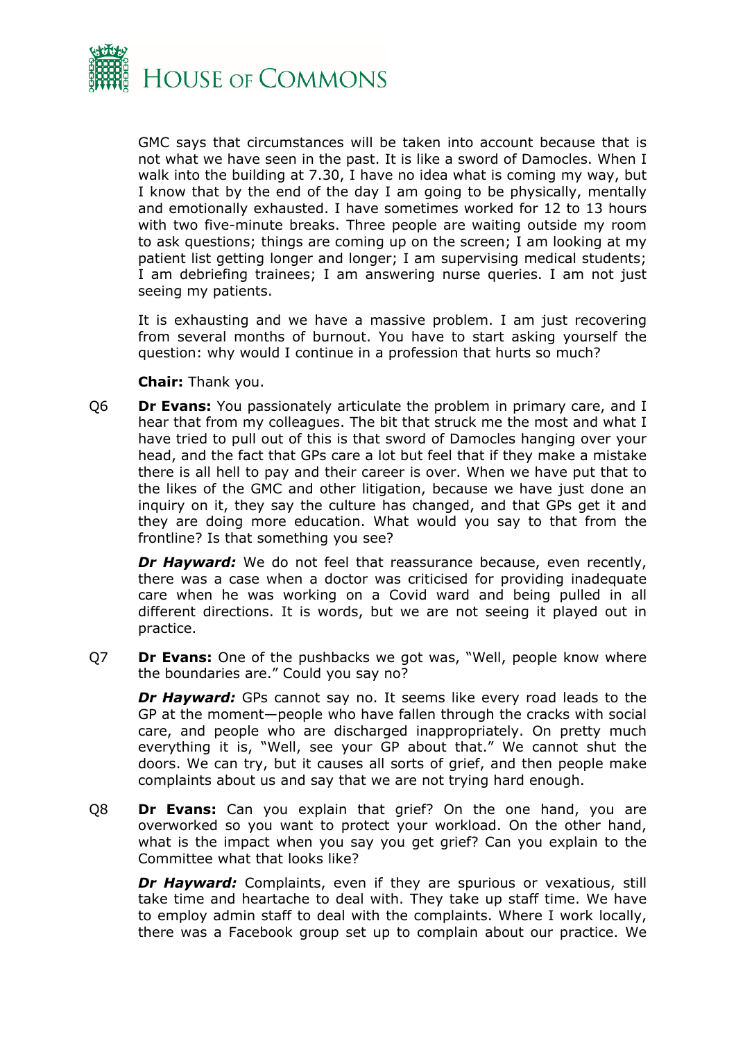GMC says that circumstances will be taken into account because that is not what we have seen in the past. It is like a sword of Damocles. When I walk into the building at 7.30, I have no idea what is coming my way, but I know that by the end of the day I am going to be physically, mentally and emotionally exhausted. I have sometimes worked for 12 to 13 hours with two five-minute breaks. Three people are waiting outside my room to ask questions; things are coming up on the screen; I am looking at my patient list getting longer and longer; I am supervising medical students; I am debriefing trainees; I am answering nurse queries. I am not just seeing my patients.

It is exhausting and we have a massive problem. I am just recovering from several months of burnout. You have to start asking yourself the question: why would I continue in a profession that hurts so much?

**Chair:** Thank you.

Q6 **Dr Evans:** You passionately articulate the problem in primary care, and I hear that from my colleagues. The bit that struck me the most and what I have tried to pull out of this is that sword of Damocles hanging over your head, and the fact that GPs care a lot but feel that if they make a mistake there is all hell to pay and their career is over. When we have put that to the likes of the GMC and other litigation, because we have just done an inquiry on it, they say the culture has changed, and that GPs get it and they are doing more education. What would you say to that from the frontline? Is that something you see?

***Dr Hayward:*** We do not feel that reassurance because, even recently, there was a case when a doctor was criticised for providing inadequate care when he was working on a Covid ward and being pulled in all different directions. It is words, but we are not seeing it played out in practice.

Q7 **Dr Evans:** One of the pushbacks we got was, "Well, people know where the boundaries are." Could you say no?

***Dr Hayward:*** GPs cannot say no. It seems like every road leads to the GP at the moment—people who have fallen through the cracks with social care, and people who are discharged inappropriately. On pretty much everything it is, "Well, see your GP about that." We cannot shut the doors. We can try, but it causes all sorts of grief, and then people make complaints about us and say that we are not trying hard enough.

Q8 **Dr Evans:** Can you explain that grief? On the one hand, you are overworked so you want to protect your workload. On the other hand, what is the impact when you say you get grief? Can you explain to the Committee what that looks like?

***Dr Hayward:*** Complaints, even if they are spurious or vexatious, still take time and heartache to deal with. They take up staff time. We have to employ admin staff to deal with the complaints. Where I work locally, there was a Facebook group set up to complain about our practice. We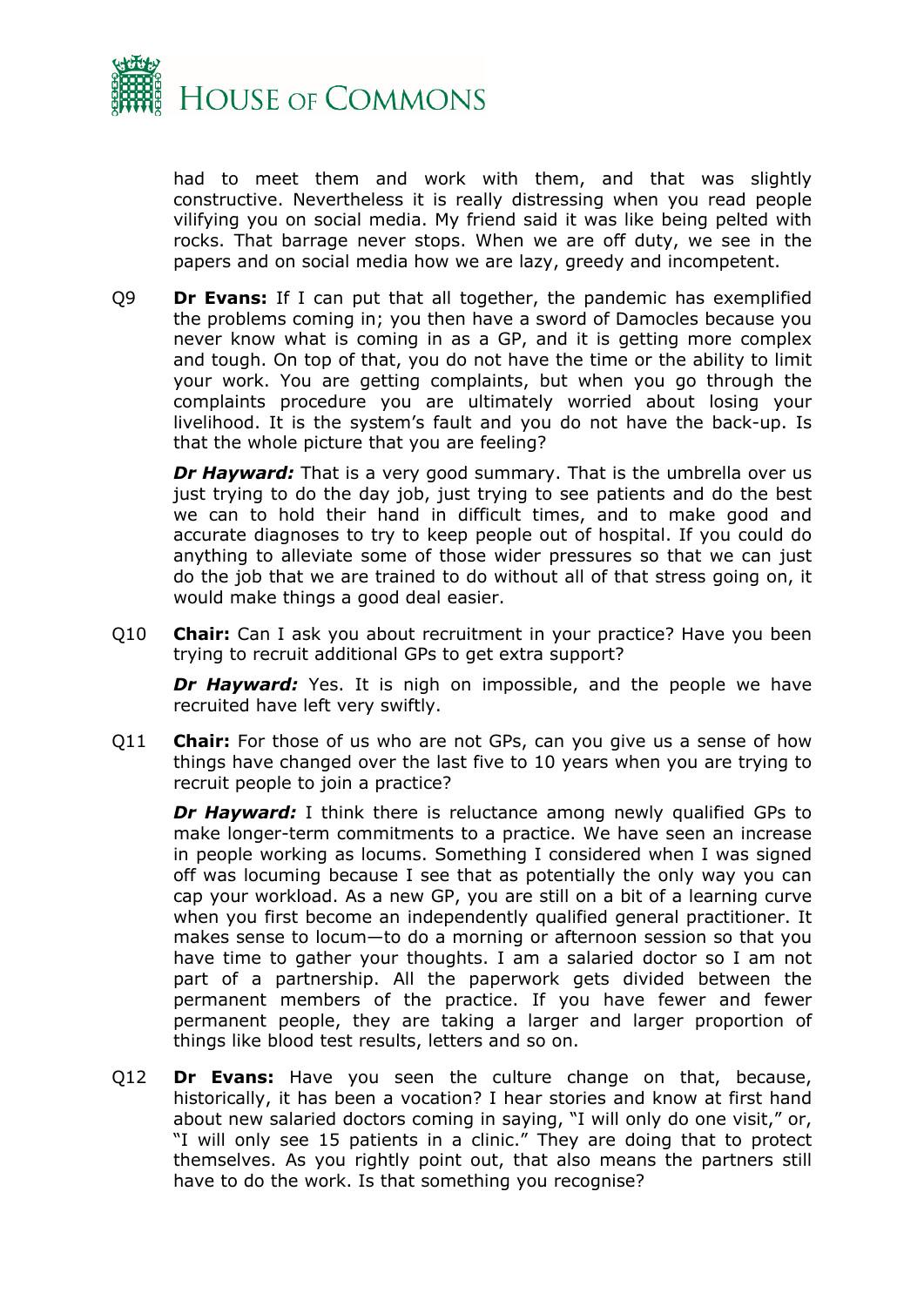had to meet them and work with them, and that was slightly constructive. Nevertheless it is really distressing when you read people vilifying you on social media. My friend said it was like being pelted with rocks. That barrage never stops. When we are off duty, we see in the papers and on social media how we are lazy, greedy and incompetent.

Q9 **Dr Evans:** If I can put that all together, the pandemic has exemplified the problems coming in; you then have a sword of Damocles because you never know what is coming in as a GP, and it is getting more complex and tough. On top of that, you do not have the time or the ability to limit your work. You are getting complaints, but when you go through the complaints procedure you are ultimately worried about losing your livelihood. It is the system's fault and you do not have the back-up. Is that the whole picture that you are feeling?

***Dr Hayward:*** That is a very good summary. That is the umbrella over us just trying to do the day job, just trying to see patients and do the best we can to hold their hand in difficult times, and to make good and accurate diagnoses to try to keep people out of hospital. If you could do anything to alleviate some of those wider pressures so that we can just do the job that we are trained to do without all of that stress going on, it would make things a good deal easier.

Q10 **Chair:** Can I ask you about recruitment in your practice? Have you been trying to recruit additional GPs to get extra support?

***Dr Hayward:*** Yes. It is nigh on impossible, and the people we have recruited have left very swiftly.

Q11 **Chair:** For those of us who are not GPs, can you give us a sense of how things have changed over the last five to 10 years when you are trying to recruit people to join a practice?

***Dr Hayward:*** I think there is reluctance among newly qualified GPs to make longer-term commitments to a practice. We have seen an increase in people working as locums. Something I considered when I was signed off was locuming because I see that as potentially the only way you can cap your workload. As a new GP, you are still on a bit of a learning curve when you first become an independently qualified general practitioner. It makes sense to locum—to do a morning or afternoon session so that you have time to gather your thoughts. I am a salaried doctor so I am not part of a partnership. All the paperwork gets divided between the permanent members of the practice. If you have fewer and fewer permanent people, they are taking a larger and larger proportion of things like blood test results, letters and so on.

Q12 **Dr Evans:** Have you seen the culture change on that, because, historically, it has been a vocation? I hear stories and know at first hand about new salaried doctors coming in saying, "I will only do one visit," or, "I will only see 15 patients in a clinic." They are doing that to protect themselves. As you rightly point out, that also means the partners still have to do the work. Is that something you recognise?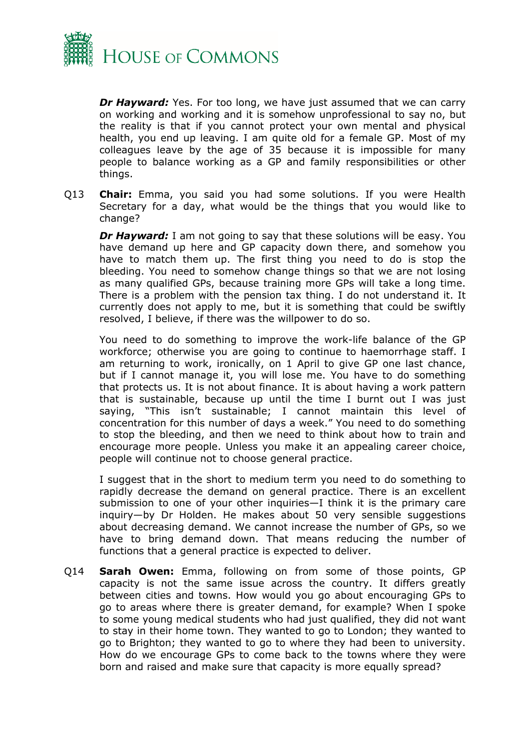***Dr Hayward:*** Yes. For too long, we have just assumed that we can carry on working and working and it is somehow unprofessional to say no, but the reality is that if you cannot protect your own mental and physical health, you end up leaving. I am quite old for a female GP. Most of my colleagues leave by the age of 35 because it is impossible for many people to balance working as a GP and family responsibilities or other things.

Q13 **Chair:** Emma, you said you had some solutions. If you were Health Secretary for a day, what would be the things that you would like to change?

***Dr Hayward:*** I am not going to say that these solutions will be easy. You have demand up here and GP capacity down there, and somehow you have to match them up. The first thing you need to do is stop the bleeding. You need to somehow change things so that we are not losing as many qualified GPs, because training more GPs will take a long time. There is a problem with the pension tax thing. I do not understand it. It currently does not apply to me, but it is something that could be swiftly resolved, I believe, if there was the willpower to do so.

You need to do something to improve the work-life balance of the GP workforce; otherwise you are going to continue to haemorrhage staff. I am returning to work, ironically, on 1 April to give GP one last chance, but if I cannot manage it, you will lose me. You have to do something that protects us. It is not about finance. It is about having a work pattern that is sustainable, because up until the time I burnt out I was just saying, "This isn't sustainable; I cannot maintain this level of concentration for this number of days a week." You need to do something to stop the bleeding, and then we need to think about how to train and encourage more people. Unless you make it an appealing career choice, people will continue not to choose general practice.

I suggest that in the short to medium term you need to do something to rapidly decrease the demand on general practice. There is an excellent submission to one of your other inquiries—I think it is the primary care inquiry—by Dr Holden. He makes about 50 very sensible suggestions about decreasing demand. We cannot increase the number of GPs, so we have to bring demand down. That means reducing the number of functions that a general practice is expected to deliver.

Q14 **Sarah Owen:** Emma, following on from some of those points, GP capacity is not the same issue across the country. It differs greatly between cities and towns. How would you go about encouraging GPs to go to areas where there is greater demand, for example? When I spoke to some young medical students who had just qualified, they did not want to stay in their home town. They wanted to go to London; they wanted to go to Brighton; they wanted to go to where they had been to university. How do we encourage GPs to come back to the towns where they were born and raised and make sure that capacity is more equally spread?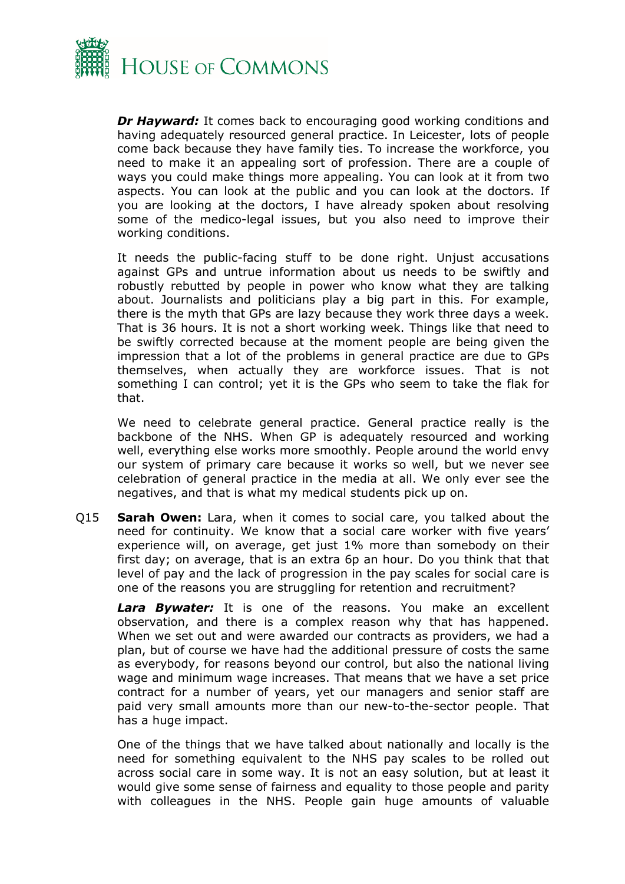***Dr Hayward:*** It comes back to encouraging good working conditions and having adequately resourced general practice. In Leicester, lots of people come back because they have family ties. To increase the workforce, you need to make it an appealing sort of profession. There are a couple of ways you could make things more appealing. You can look at it from two aspects. You can look at the public and you can look at the doctors. If you are looking at the doctors, I have already spoken about resolving some of the medico-legal issues, but you also need to improve their working conditions.

It needs the public-facing stuff to be done right. Unjust accusations against GPs and untrue information about us needs to be swiftly and robustly rebutted by people in power who know what they are talking about. Journalists and politicians play a big part in this. For example, there is the myth that GPs are lazy because they work three days a week. That is 36 hours. It is not a short working week. Things like that need to be swiftly corrected because at the moment people are being given the impression that a lot of the problems in general practice are due to GPs themselves, when actually they are workforce issues. That is not something I can control; yet it is the GPs who seem to take the flak for that.

We need to celebrate general practice. General practice really is the backbone of the NHS. When GP is adequately resourced and working well, everything else works more smoothly. People around the world envy our system of primary care because it works so well, but we never see celebration of general practice in the media at all. We only ever see the negatives, and that is what my medical students pick up on.

Q15 **Sarah Owen:** Lara, when it comes to social care, you talked about the need for continuity. We know that a social care worker with five years' experience will, on average, get just 1% more than somebody on their first day; on average, that is an extra 6p an hour. Do you think that that level of pay and the lack of progression in the pay scales for social care is one of the reasons you are struggling for retention and recruitment?

***Lara Bywater:*** It is one of the reasons. You make an excellent observation, and there is a complex reason why that has happened. When we set out and were awarded our contracts as providers, we had a plan, but of course we have had the additional pressure of costs the same as everybody, for reasons beyond our control, but also the national living wage and minimum wage increases. That means that we have a set price contract for a number of years, yet our managers and senior staff are paid very small amounts more than our new-to-the-sector people. That has a huge impact.

One of the things that we have talked about nationally and locally is the need for something equivalent to the NHS pay scales to be rolled out across social care in some way. It is not an easy solution, but at least it would give some sense of fairness and equality to those people and parity with colleagues in the NHS. People gain huge amounts of valuable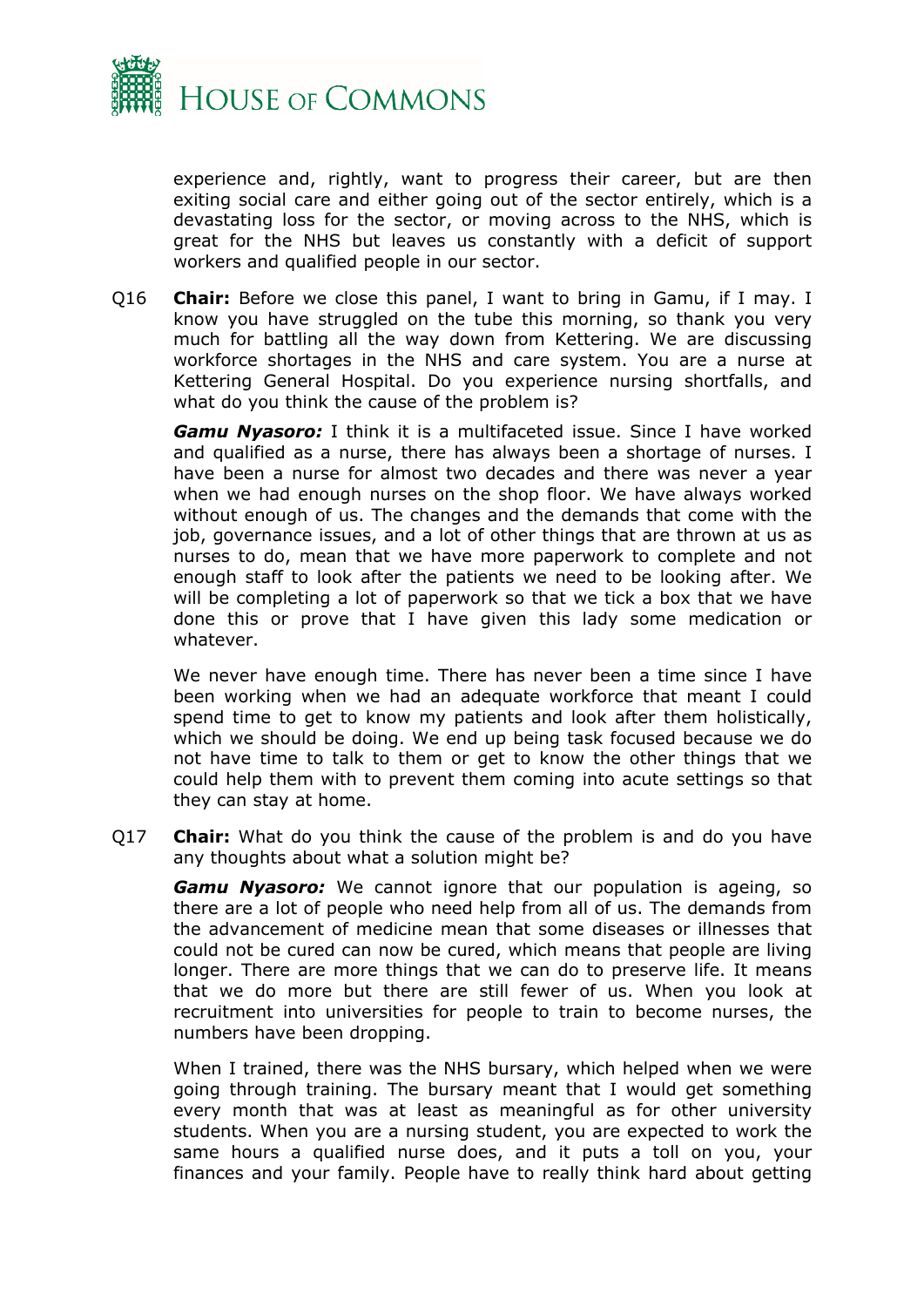experience and, rightly, want to progress their career, but are then exiting social care and either going out of the sector entirely, which is a devastating loss for the sector, or moving across to the NHS, which is great for the NHS but leaves us constantly with a deficit of support workers and qualified people in our sector.

Q16 **Chair:** Before we close this panel, I want to bring in Gamu, if I may. I know you have struggled on the tube this morning, so thank you very much for battling all the way down from Kettering. We are discussing workforce shortages in the NHS and care system. You are a nurse at Kettering General Hospital. Do you experience nursing shortfalls, and what do you think the cause of the problem is?

***Gamu Nyasoro:*** I think it is a multifaceted issue. Since I have worked and qualified as a nurse, there has always been a shortage of nurses. I have been a nurse for almost two decades and there was never a year when we had enough nurses on the shop floor. We have always worked without enough of us. The changes and the demands that come with the job, governance issues, and a lot of other things that are thrown at us as nurses to do, mean that we have more paperwork to complete and not enough staff to look after the patients we need to be looking after. We will be completing a lot of paperwork so that we tick a box that we have done this or prove that I have given this lady some medication or whatever.

We never have enough time. There has never been a time since I have been working when we had an adequate workforce that meant I could spend time to get to know my patients and look after them holistically, which we should be doing. We end up being task focused because we do not have time to talk to them or get to know the other things that we could help them with to prevent them coming into acute settings so that they can stay at home.

Q17 **Chair:** What do you think the cause of the problem is and do you have any thoughts about what a solution might be?

***Gamu Nyasoro:*** We cannot ignore that our population is ageing, so there are a lot of people who need help from all of us. The demands from the advancement of medicine mean that some diseases or illnesses that could not be cured can now be cured, which means that people are living longer. There are more things that we can do to preserve life. It means that we do more but there are still fewer of us. When you look at recruitment into universities for people to train to become nurses, the numbers have been dropping.

When I trained, there was the NHS bursary, which helped when we were going through training. The bursary meant that I would get something every month that was at least as meaningful as for other university students. When you are a nursing student, you are expected to work the same hours a qualified nurse does, and it puts a toll on you, your finances and your family. People have to really think hard about getting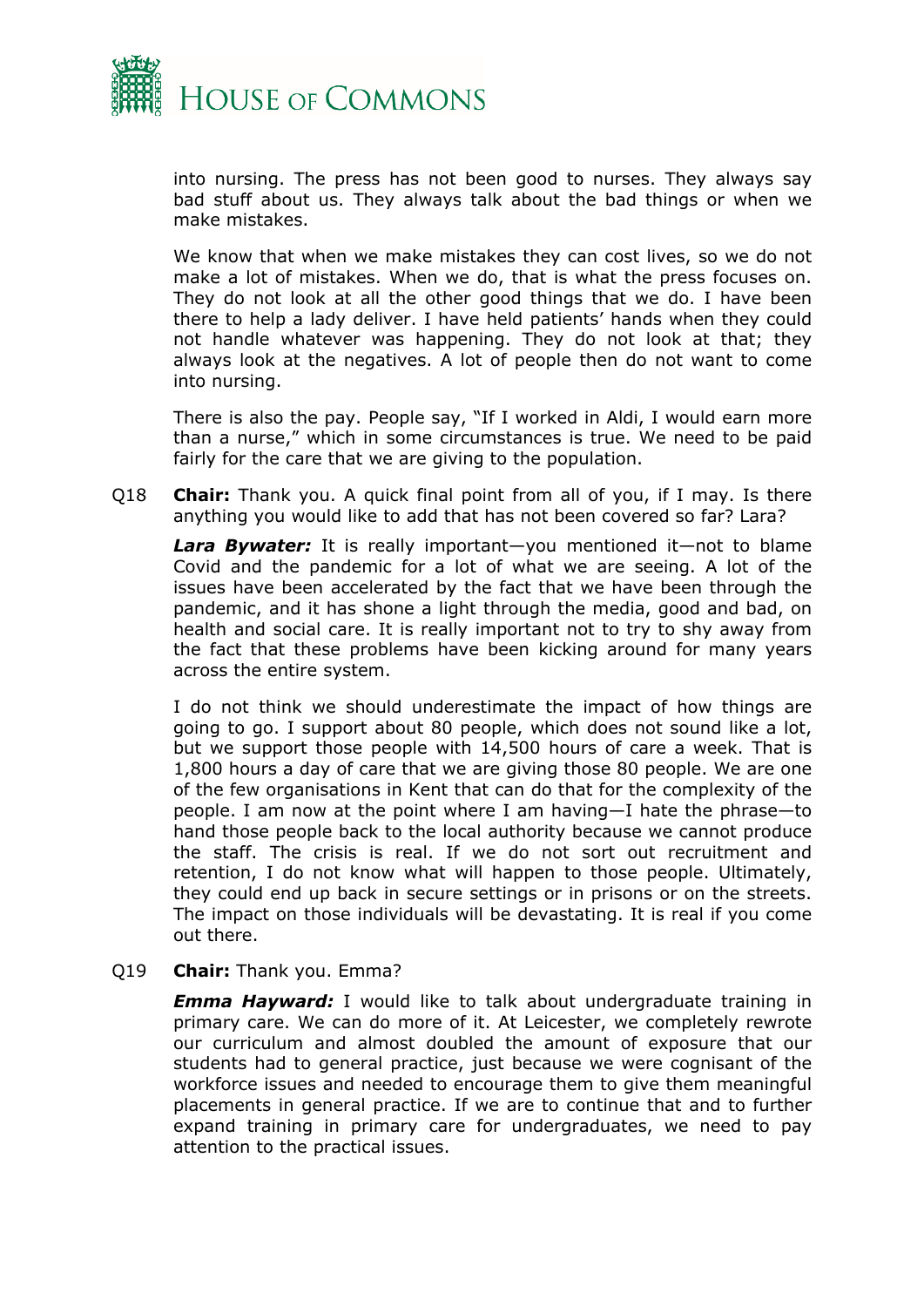into nursing. The press has not been good to nurses. They always say bad stuff about us. They always talk about the bad things or when we make mistakes.

We know that when we make mistakes they can cost lives, so we do not make a lot of mistakes. When we do, that is what the press focuses on. They do not look at all the other good things that we do. I have been there to help a lady deliver. I have held patients' hands when they could not handle whatever was happening. They do not look at that; they always look at the negatives. A lot of people then do not want to come into nursing.

There is also the pay. People say, "If I worked in Aldi, I would earn more than a nurse," which in some circumstances is true. We need to be paid fairly for the care that we are giving to the population.

Q18 **Chair:** Thank you. A quick final point from all of you, if I may. Is there anything you would like to add that has not been covered so far? Lara?

***Lara Bywater:*** It is really important—you mentioned it—not to blame Covid and the pandemic for a lot of what we are seeing. A lot of the issues have been accelerated by the fact that we have been through the pandemic, and it has shone a light through the media, good and bad, on health and social care. It is really important not to try to shy away from the fact that these problems have been kicking around for many years across the entire system.

I do not think we should underestimate the impact of how things are going to go. I support about 80 people, which does not sound like a lot, but we support those people with 14,500 hours of care a week. That is 1,800 hours a day of care that we are giving those 80 people. We are one of the few organisations in Kent that can do that for the complexity of the people. I am now at the point where I am having—I hate the phrase—to hand those people back to the local authority because we cannot produce the staff. The crisis is real. If we do not sort out recruitment and retention, I do not know what will happen to those people. Ultimately, they could end up back in secure settings or in prisons or on the streets. The impact on those individuals will be devastating. It is real if you come out there.

Q19 **Chair:** Thank you. Emma?

***Emma Hayward:*** I would like to talk about undergraduate training in primary care. We can do more of it. At Leicester, we completely rewrote our curriculum and almost doubled the amount of exposure that our students had to general practice, just because we were cognisant of the workforce issues and needed to encourage them to give them meaningful placements in general practice. If we are to continue that and to further expand training in primary care for undergraduates, we need to pay attention to the practical issues.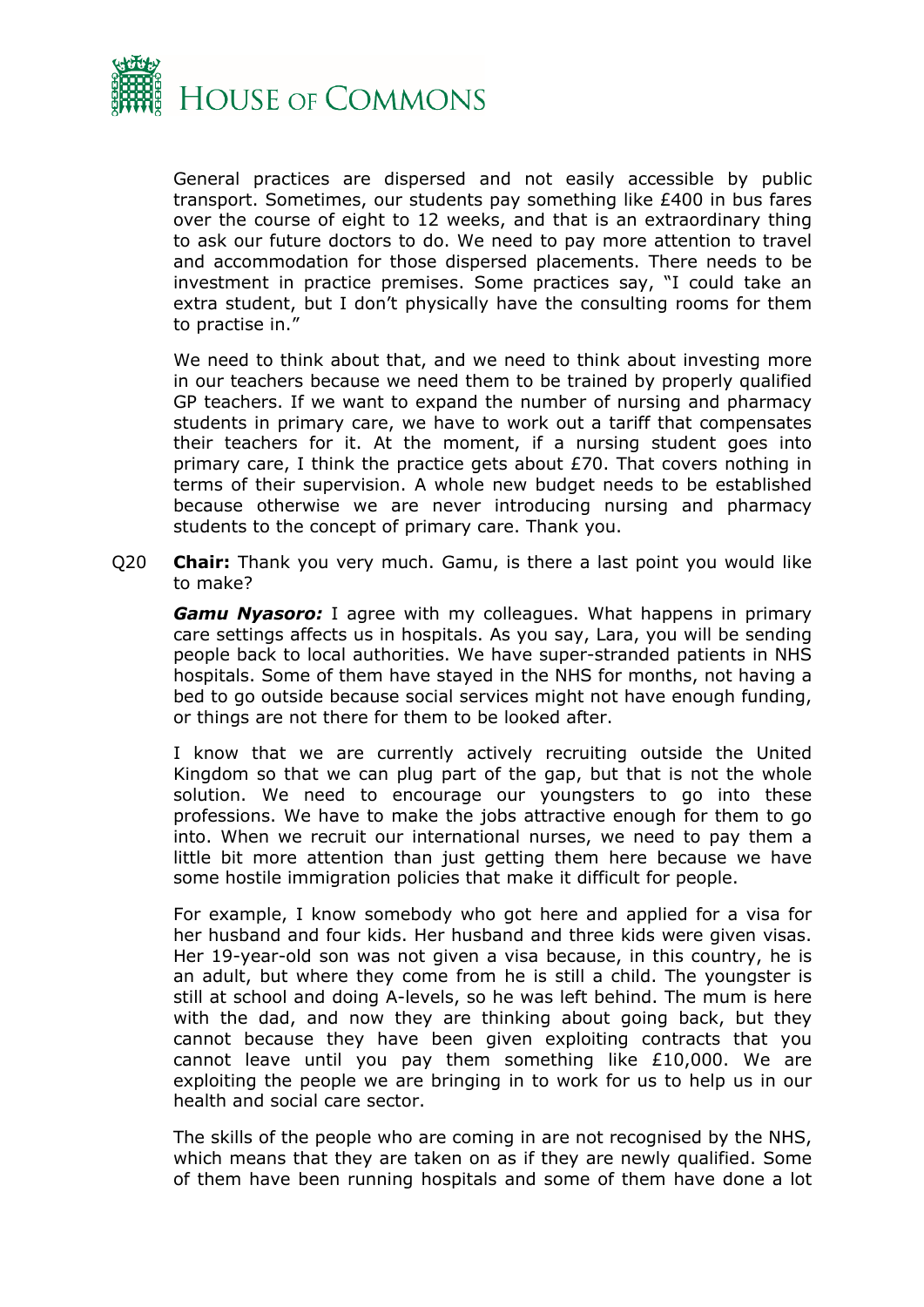General practices are dispersed and not easily accessible by public transport. Sometimes, our students pay something like £400 in bus fares over the course of eight to 12 weeks, and that is an extraordinary thing to ask our future doctors to do. We need to pay more attention to travel and accommodation for those dispersed placements. There needs to be investment in practice premises. Some practices say, "I could take an extra student, but I don't physically have the consulting rooms for them to practise in."

We need to think about that, and we need to think about investing more in our teachers because we need them to be trained by properly qualified GP teachers. If we want to expand the number of nursing and pharmacy students in primary care, we have to work out a tariff that compensates their teachers for it. At the moment, if a nursing student goes into primary care, I think the practice gets about £70. That covers nothing in terms of their supervision. A whole new budget needs to be established because otherwise we are never introducing nursing and pharmacy students to the concept of primary care. Thank you.

Q20 **Chair:** Thank you very much. Gamu, is there a last point you would like to make?

***Gamu Nyasoro:*** I agree with my colleagues. What happens in primary care settings affects us in hospitals. As you say, Lara, you will be sending people back to local authorities. We have super-stranded patients in NHS hospitals. Some of them have stayed in the NHS for months, not having a bed to go outside because social services might not have enough funding, or things are not there for them to be looked after.

I know that we are currently actively recruiting outside the United Kingdom so that we can plug part of the gap, but that is not the whole solution. We need to encourage our youngsters to go into these professions. We have to make the jobs attractive enough for them to go into. When we recruit our international nurses, we need to pay them a little bit more attention than just getting them here because we have some hostile immigration policies that make it difficult for people.

For example, I know somebody who got here and applied for a visa for her husband and four kids. Her husband and three kids were given visas. Her 19-year-old son was not given a visa because, in this country, he is an adult, but where they come from he is still a child. The youngster is still at school and doing A-levels, so he was left behind. The mum is here with the dad, and now they are thinking about going back, but they cannot because they have been given exploiting contracts that you cannot leave until you pay them something like £10,000. We are exploiting the people we are bringing in to work for us to help us in our health and social care sector.

The skills of the people who are coming in are not recognised by the NHS, which means that they are taken on as if they are newly qualified. Some of them have been running hospitals and some of them have done a lot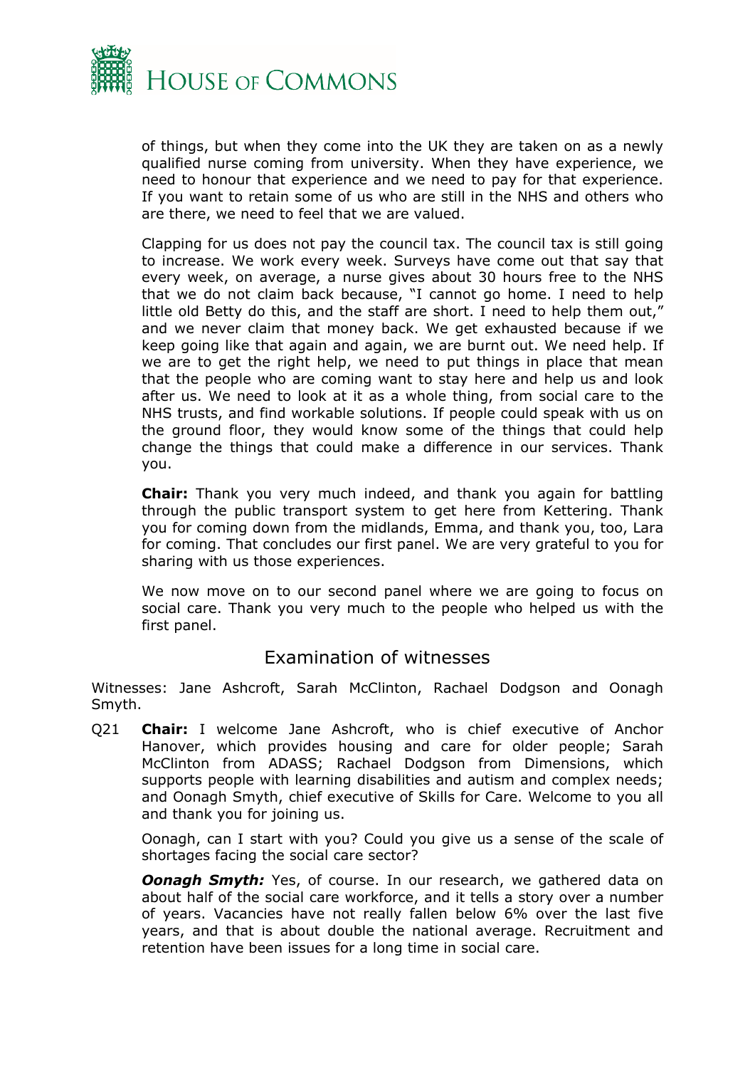of things, but when they come into the UK they are taken on as a newly qualified nurse coming from university. When they have experience, we need to honour that experience and we need to pay for that experience. If you want to retain some of us who are still in the NHS and others who are there, we need to feel that we are valued.

Clapping for us does not pay the council tax. The council tax is still going to increase. We work every week. Surveys have come out that say that every week, on average, a nurse gives about 30 hours free to the NHS that we do not claim back because, "I cannot go home. I need to help little old Betty do this, and the staff are short. I need to help them out," and we never claim that money back. We get exhausted because if we keep going like that again and again, we are burnt out. We need help. If we are to get the right help, we need to put things in place that mean that the people who are coming want to stay here and help us and look after us. We need to look at it as a whole thing, from social care to the NHS trusts, and find workable solutions. If people could speak with us on the ground floor, they would know some of the things that could help change the things that could make a difference in our services. Thank you.

**Chair:** Thank you very much indeed, and thank you again for battling through the public transport system to get here from Kettering. Thank you for coming down from the midlands, Emma, and thank you, too, Lara for coming. That concludes our first panel. We are very grateful to you for sharing with us those experiences.

We now move on to our second panel where we are going to focus on social care. Thank you very much to the people who helped us with the first panel.

## Examination of witnesses

Witnesses: Jane Ashcroft, Sarah McClinton, Rachael Dodgson and Oonagh Smyth.

Q21 **Chair:** I welcome Jane Ashcroft, who is chief executive of Anchor Hanover, which provides housing and care for older people; Sarah McClinton from ADASS; Rachael Dodgson from Dimensions, which supports people with learning disabilities and autism and complex needs; and Oonagh Smyth, chief executive of Skills for Care. Welcome to you all and thank you for joining us.

Oonagh, can I start with you? Could you give us a sense of the scale of shortages facing the social care sector?

***Oonagh Smyth:*** Yes, of course. In our research, we gathered data on about half of the social care workforce, and it tells a story over a number of years. Vacancies have not really fallen below 6% over the last five years, and that is about double the national average. Recruitment and retention have been issues for a long time in social care.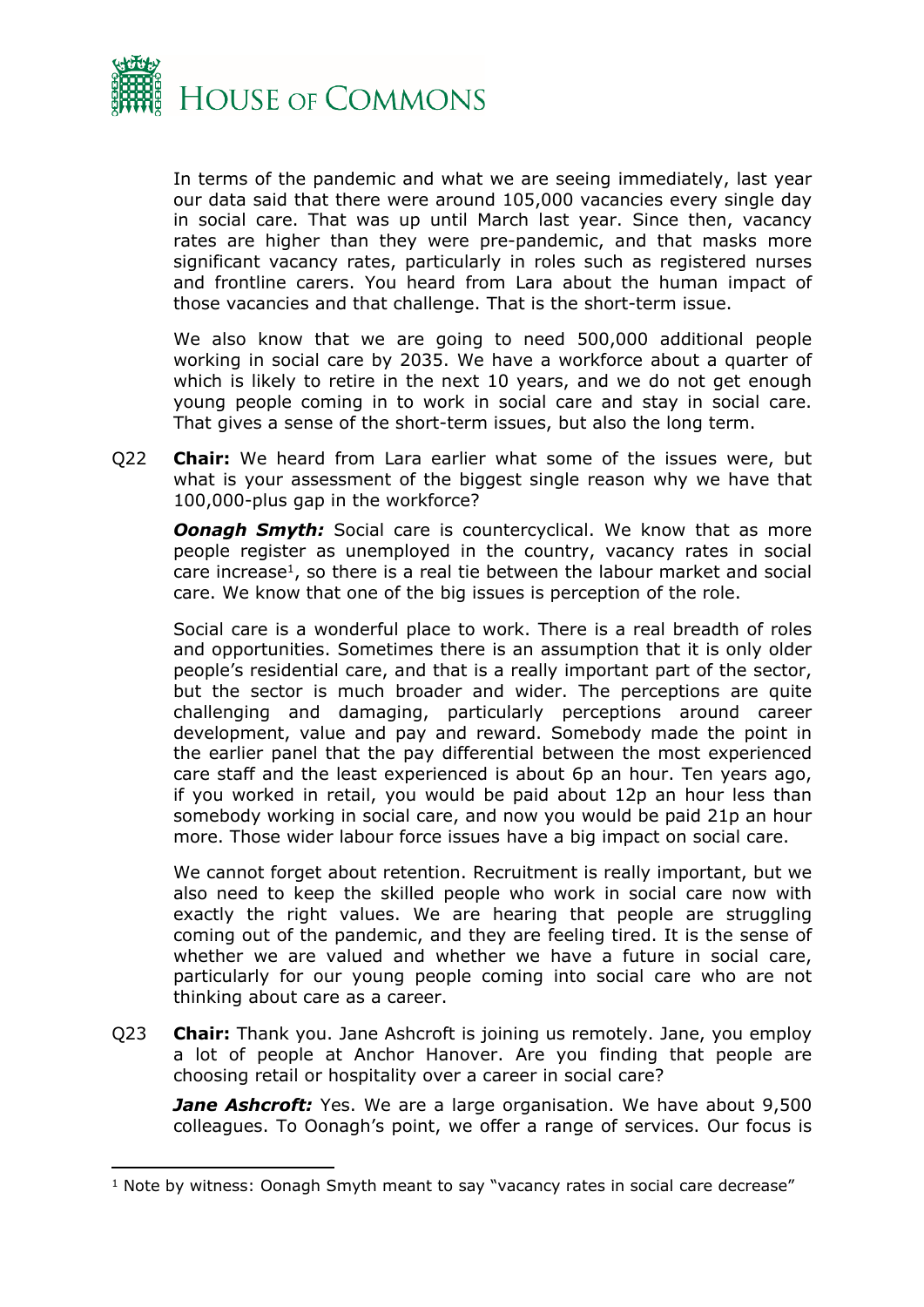In terms of the pandemic and what we are seeing immediately, last year our data said that there were around 105,000 vacancies every single day in social care. That was up until March last year. Since then, vacancy rates are higher than they were pre-pandemic, and that masks more significant vacancy rates, particularly in roles such as registered nurses and frontline carers. You heard from Lara about the human impact of those vacancies and that challenge. That is the short-term issue.

We also know that we are going to need 500,000 additional people working in social care by 2035. We have a workforce about a quarter of which is likely to retire in the next 10 years, and we do not get enough young people coming in to work in social care and stay in social care. That gives a sense of the short-term issues, but also the long term.

Q22 **Chair:** We heard from Lara earlier what some of the issues were, but what is your assessment of the biggest single reason why we have that 100,000-plus gap in the workforce?

***Oonagh Smyth:*** Social care is countercyclical. We know that as more people register as unemployed in the country, vacancy rates in social care increase[1], so there is a real tie between the labour market and social care. We know that one of the big issues is perception of the role.

Social care is a wonderful place to work. There is a real breadth of roles and opportunities. Sometimes there is an assumption that it is only older people's residential care, and that is a really important part of the sector, but the sector is much broader and wider. The perceptions are quite challenging and damaging, particularly perceptions around career development, value and pay and reward. Somebody made the point in the earlier panel that the pay differential between the most experienced care staff and the least experienced is about 6p an hour. Ten years ago, if you worked in retail, you would be paid about 12p an hour less than somebody working in social care, and now you would be paid 21p an hour more. Those wider labour force issues have a big impact on social care.

We cannot forget about retention. Recruitment is really important, but we also need to keep the skilled people who work in social care now with exactly the right values. We are hearing that people are struggling coming out of the pandemic, and they are feeling tired. It is the sense of whether we are valued and whether we have a future in social care, particularly for our young people coming into social care who are not thinking about care as a career.

Q23 **Chair:** Thank you. Jane Ashcroft is joining us remotely. Jane, you employ a lot of people at Anchor Hanover. Are you finding that people are choosing retail or hospitality over a career in social care?

***Jane Ashcroft:*** Yes. We are a large organisation. We have about 9,500 colleagues. To Oonagh's point, we offer a range of services. Our focus is

---

[1] Note by witness: Oonagh Smyth meant to say "vacancy rates in social care decrease"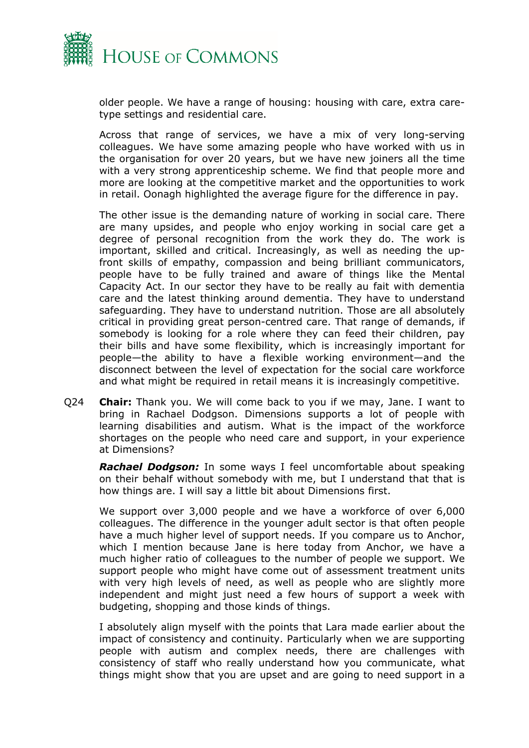older people. We have a range of housing: housing with care, extra care-type settings and residential care.

Across that range of services, we have a mix of very long-serving colleagues. We have some amazing people who have worked with us in the organisation for over 20 years, but we have new joiners all the time with a very strong apprenticeship scheme. We find that people more and more are looking at the competitive market and the opportunities to work in retail. Oonagh highlighted the average figure for the difference in pay.

The other issue is the demanding nature of working in social care. There are many upsides, and people who enjoy working in social care get a degree of personal recognition from the work they do. The work is important, skilled and critical. Increasingly, as well as needing the up-front skills of empathy, compassion and being brilliant communicators, people have to be fully trained and aware of things like the Mental Capacity Act. In our sector they have to be really au fait with dementia care and the latest thinking around dementia. They have to understand safeguarding. They have to understand nutrition. Those are all absolutely critical in providing great person-centred care. That range of demands, if somebody is looking for a role where they can feed their children, pay their bills and have some flexibility, which is increasingly important for people—the ability to have a flexible working environment—and the disconnect between the level of expectation for the social care workforce and what might be required in retail means it is increasingly competitive.

Q24 **Chair:** Thank you. We will come back to you if we may, Jane. I want to bring in Rachael Dodgson. Dimensions supports a lot of people with learning disabilities and autism. What is the impact of the workforce shortages on the people who need care and support, in your experience at Dimensions?

***Rachael Dodgson:*** In some ways I feel uncomfortable about speaking on their behalf without somebody with me, but I understand that that is how things are. I will say a little bit about Dimensions first.

We support over 3,000 people and we have a workforce of over 6,000 colleagues. The difference in the younger adult sector is that often people have a much higher level of support needs. If you compare us to Anchor, which I mention because Jane is here today from Anchor, we have a much higher ratio of colleagues to the number of people we support. We support people who might have come out of assessment treatment units with very high levels of need, as well as people who are slightly more independent and might just need a few hours of support a week with budgeting, shopping and those kinds of things.

I absolutely align myself with the points that Lara made earlier about the impact of consistency and continuity. Particularly when we are supporting people with autism and complex needs, there are challenges with consistency of staff who really understand how you communicate, what things might show that you are upset and are going to need support in a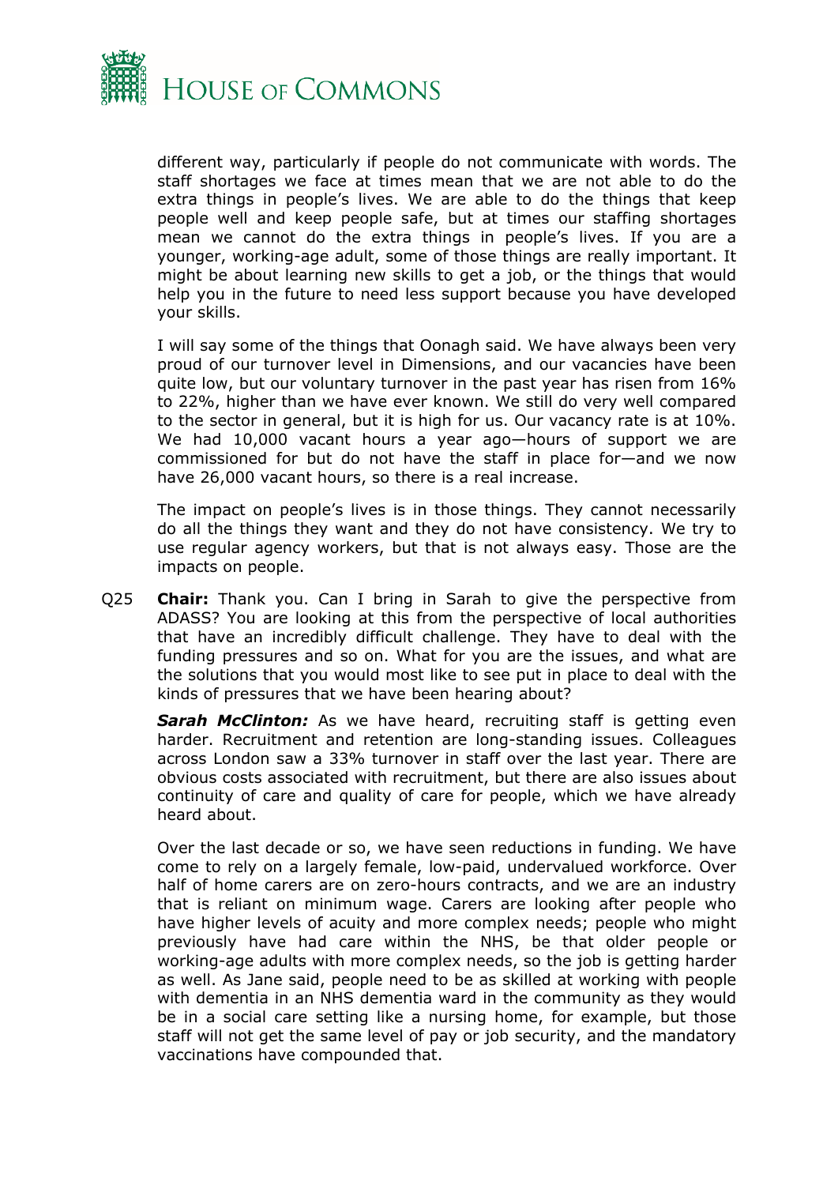different way, particularly if people do not communicate with words. The staff shortages we face at times mean that we are not able to do the extra things in people's lives. We are able to do the things that keep people well and keep people safe, but at times our staffing shortages mean we cannot do the extra things in people's lives. If you are a younger, working-age adult, some of those things are really important. It might be about learning new skills to get a job, or the things that would help you in the future to need less support because you have developed your skills.

I will say some of the things that Oonagh said. We have always been very proud of our turnover level in Dimensions, and our vacancies have been quite low, but our voluntary turnover in the past year has risen from 16% to 22%, higher than we have ever known. We still do very well compared to the sector in general, but it is high for us. Our vacancy rate is at 10%. We had 10,000 vacant hours a year ago—hours of support we are commissioned for but do not have the staff in place for—and we now have 26,000 vacant hours, so there is a real increase.

The impact on people's lives is in those things. They cannot necessarily do all the things they want and they do not have consistency. We try to use regular agency workers, but that is not always easy. Those are the impacts on people.

Q25 **Chair:** Thank you. Can I bring in Sarah to give the perspective from ADASS? You are looking at this from the perspective of local authorities that have an incredibly difficult challenge. They have to deal with the funding pressures and so on. What for you are the issues, and what are the solutions that you would most like to see put in place to deal with the kinds of pressures that we have been hearing about?

***Sarah McClinton:*** As we have heard, recruiting staff is getting even harder. Recruitment and retention are long-standing issues. Colleagues across London saw a 33% turnover in staff over the last year. There are obvious costs associated with recruitment, but there are also issues about continuity of care and quality of care for people, which we have already heard about.

Over the last decade or so, we have seen reductions in funding. We have come to rely on a largely female, low-paid, undervalued workforce. Over half of home carers are on zero-hours contracts, and we are an industry that is reliant on minimum wage. Carers are looking after people who have higher levels of acuity and more complex needs; people who might previously have had care within the NHS, be that older people or working-age adults with more complex needs, so the job is getting harder as well. As Jane said, people need to be as skilled at working with people with dementia in an NHS dementia ward in the community as they would be in a social care setting like a nursing home, for example, but those staff will not get the same level of pay or job security, and the mandatory vaccinations have compounded that.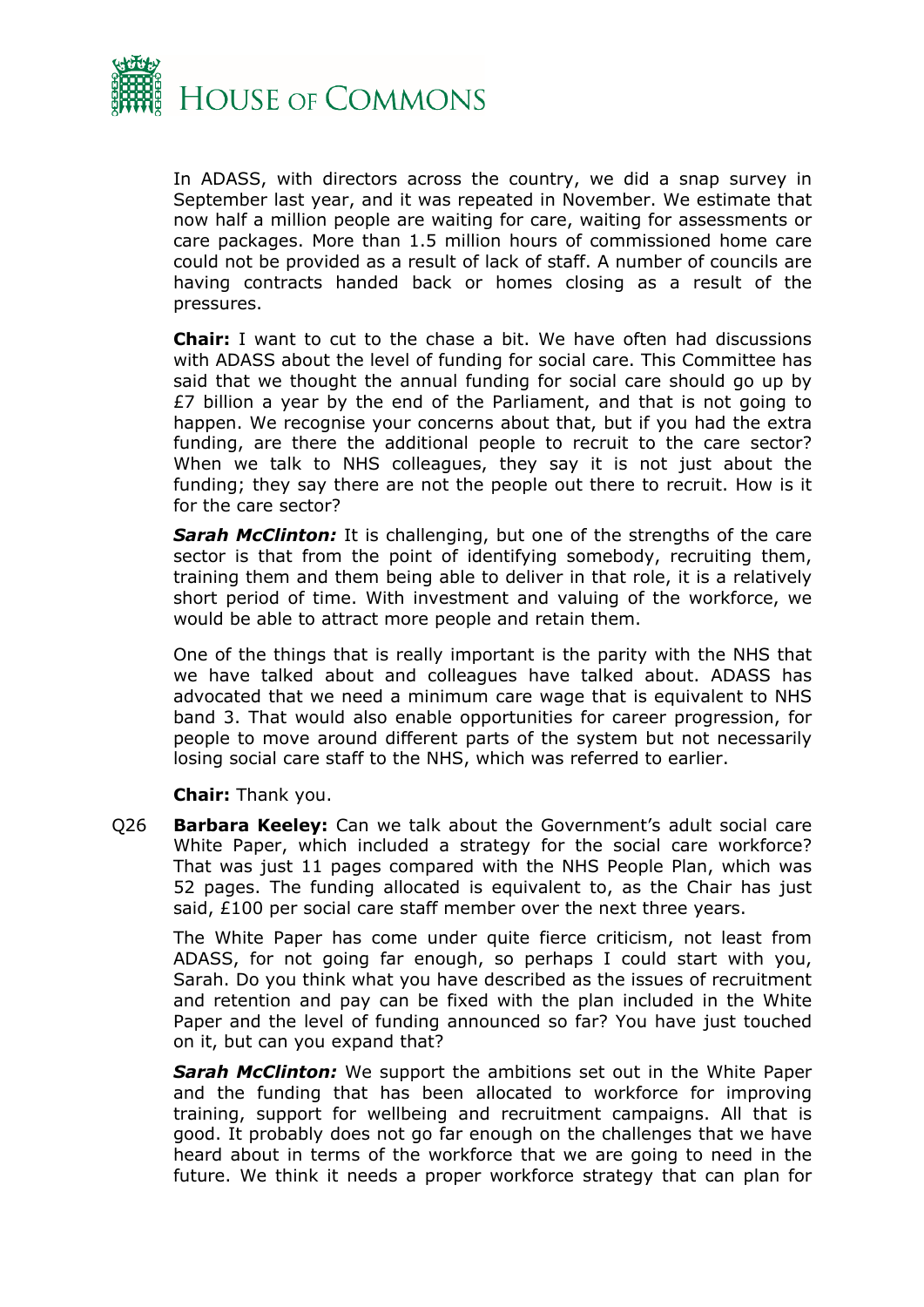In ADASS, with directors across the country, we did a snap survey in September last year, and it was repeated in November. We estimate that now half a million people are waiting for care, waiting for assessments or care packages. More than 1.5 million hours of commissioned home care could not be provided as a result of lack of staff. A number of councils are having contracts handed back or homes closing as a result of the pressures.

**Chair:** I want to cut to the chase a bit. We have often had discussions with ADASS about the level of funding for social care. This Committee has said that we thought the annual funding for social care should go up by £7 billion a year by the end of the Parliament, and that is not going to happen. We recognise your concerns about that, but if you had the extra funding, are there the additional people to recruit to the care sector? When we talk to NHS colleagues, they say it is not just about the funding; they say there are not the people out there to recruit. How is it for the care sector?

***Sarah McClinton:*** It is challenging, but one of the strengths of the care sector is that from the point of identifying somebody, recruiting them, training them and them being able to deliver in that role, it is a relatively short period of time. With investment and valuing of the workforce, we would be able to attract more people and retain them.

One of the things that is really important is the parity with the NHS that we have talked about and colleagues have talked about. ADASS has advocated that we need a minimum care wage that is equivalent to NHS band 3. That would also enable opportunities for career progression, for people to move around different parts of the system but not necessarily losing social care staff to the NHS, which was referred to earlier.

**Chair:** Thank you.

Q26 **Barbara Keeley:** Can we talk about the Government's adult social care White Paper, which included a strategy for the social care workforce? That was just 11 pages compared with the NHS People Plan, which was 52 pages. The funding allocated is equivalent to, as the Chair has just said, £100 per social care staff member over the next three years.

The White Paper has come under quite fierce criticism, not least from ADASS, for not going far enough, so perhaps I could start with you, Sarah. Do you think what you have described as the issues of recruitment and retention and pay can be fixed with the plan included in the White Paper and the level of funding announced so far? You have just touched on it, but can you expand that?

***Sarah McClinton:*** We support the ambitions set out in the White Paper and the funding that has been allocated to workforce for improving training, support for wellbeing and recruitment campaigns. All that is good. It probably does not go far enough on the challenges that we have heard about in terms of the workforce that we are going to need in the future. We think it needs a proper workforce strategy that can plan for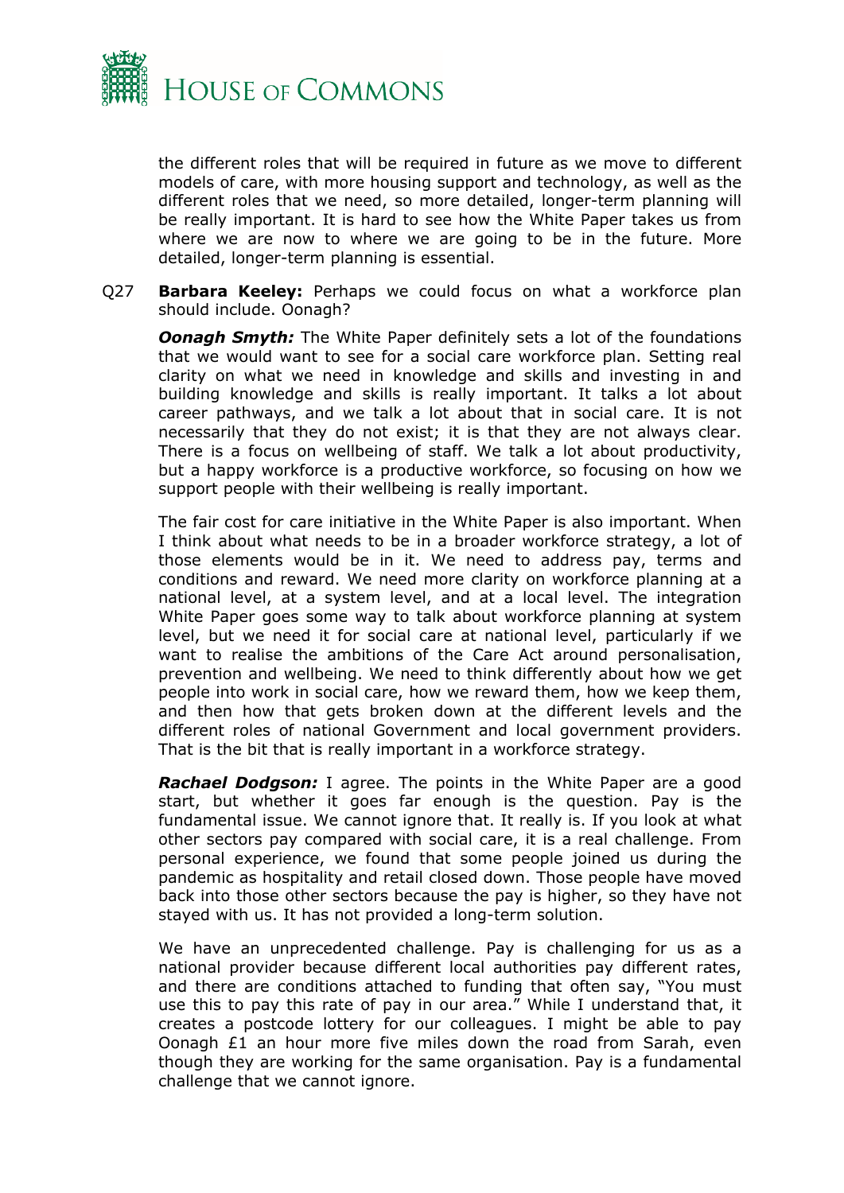the different roles that will be required in future as we move to different models of care, with more housing support and technology, as well as the different roles that we need, so more detailed, longer-term planning will be really important. It is hard to see how the White Paper takes us from where we are now to where we are going to be in the future. More detailed, longer-term planning is essential.

Q27 **Barbara Keeley:** Perhaps we could focus on what a workforce plan should include. Oonagh?

***Oonagh Smyth:*** The White Paper definitely sets a lot of the foundations that we would want to see for a social care workforce plan. Setting real clarity on what we need in knowledge and skills and investing in and building knowledge and skills is really important. It talks a lot about career pathways, and we talk a lot about that in social care. It is not necessarily that they do not exist; it is that they are not always clear. There is a focus on wellbeing of staff. We talk a lot about productivity, but a happy workforce is a productive workforce, so focusing on how we support people with their wellbeing is really important.

The fair cost for care initiative in the White Paper is also important. When I think about what needs to be in a broader workforce strategy, a lot of those elements would be in it. We need to address pay, terms and conditions and reward. We need more clarity on workforce planning at a national level, at a system level, and at a local level. The integration White Paper goes some way to talk about workforce planning at system level, but we need it for social care at national level, particularly if we want to realise the ambitions of the Care Act around personalisation, prevention and wellbeing. We need to think differently about how we get people into work in social care, how we reward them, how we keep them, and then how that gets broken down at the different levels and the different roles of national Government and local government providers. That is the bit that is really important in a workforce strategy.

***Rachael Dodgson:*** I agree. The points in the White Paper are a good start, but whether it goes far enough is the question. Pay is the fundamental issue. We cannot ignore that. It really is. If you look at what other sectors pay compared with social care, it is a real challenge. From personal experience, we found that some people joined us during the pandemic as hospitality and retail closed down. Those people have moved back into those other sectors because the pay is higher, so they have not stayed with us. It has not provided a long-term solution.

We have an unprecedented challenge. Pay is challenging for us as a national provider because different local authorities pay different rates, and there are conditions attached to funding that often say, "You must use this to pay this rate of pay in our area." While I understand that, it creates a postcode lottery for our colleagues. I might be able to pay Oonagh £1 an hour more five miles down the road from Sarah, even though they are working for the same organisation. Pay is a fundamental challenge that we cannot ignore.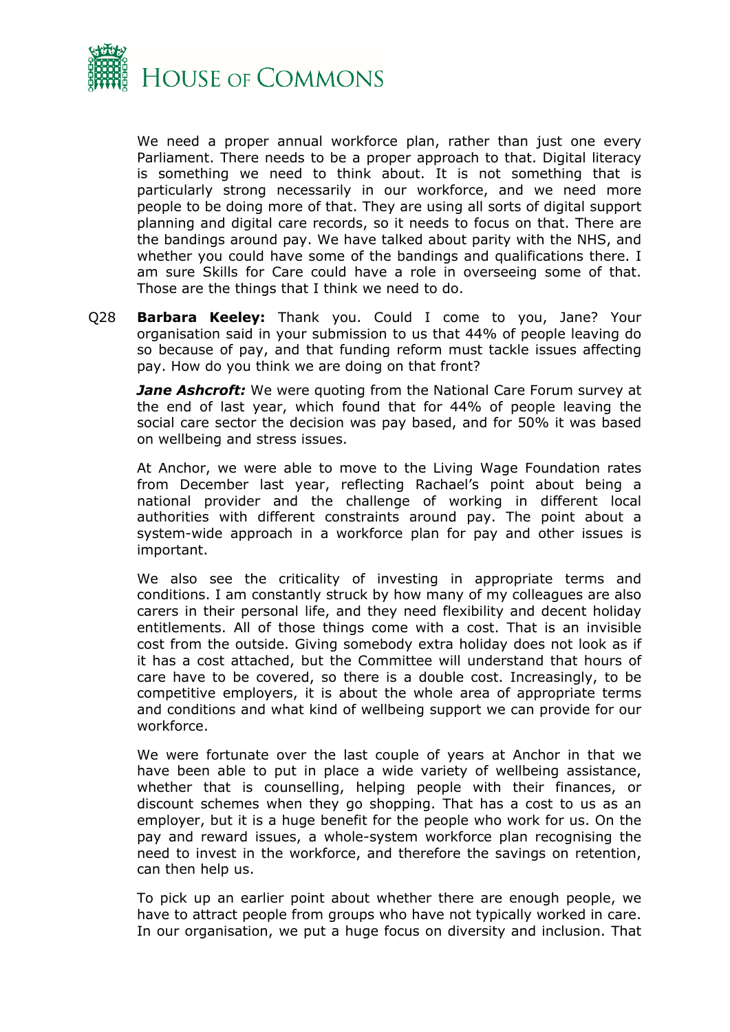We need a proper annual workforce plan, rather than just one every Parliament. There needs to be a proper approach to that. Digital literacy is something we need to think about. It is not something that is particularly strong necessarily in our workforce, and we need more people to be doing more of that. They are using all sorts of digital support planning and digital care records, so it needs to focus on that. There are the bandings around pay. We have talked about parity with the NHS, and whether you could have some of the bandings and qualifications there. I am sure Skills for Care could have a role in overseeing some of that. Those are the things that I think we need to do.

Q28 **Barbara Keeley:** Thank you. Could I come to you, Jane? Your organisation said in your submission to us that 44% of people leaving do so because of pay, and that funding reform must tackle issues affecting pay. How do you think we are doing on that front?

***Jane Ashcroft:*** We were quoting from the National Care Forum survey at the end of last year, which found that for 44% of people leaving the social care sector the decision was pay based, and for 50% it was based on wellbeing and stress issues.

At Anchor, we were able to move to the Living Wage Foundation rates from December last year, reflecting Rachael's point about being a national provider and the challenge of working in different local authorities with different constraints around pay. The point about a system-wide approach in a workforce plan for pay and other issues is important.

We also see the criticality of investing in appropriate terms and conditions. I am constantly struck by how many of my colleagues are also carers in their personal life, and they need flexibility and decent holiday entitlements. All of those things come with a cost. That is an invisible cost from the outside. Giving somebody extra holiday does not look as if it has a cost attached, but the Committee will understand that hours of care have to be covered, so there is a double cost. Increasingly, to be competitive employers, it is about the whole area of appropriate terms and conditions and what kind of wellbeing support we can provide for our workforce.

We were fortunate over the last couple of years at Anchor in that we have been able to put in place a wide variety of wellbeing assistance, whether that is counselling, helping people with their finances, or discount schemes when they go shopping. That has a cost to us as an employer, but it is a huge benefit for the people who work for us. On the pay and reward issues, a whole-system workforce plan recognising the need to invest in the workforce, and therefore the savings on retention, can then help us.

To pick up an earlier point about whether there are enough people, we have to attract people from groups who have not typically worked in care. In our organisation, we put a huge focus on diversity and inclusion. That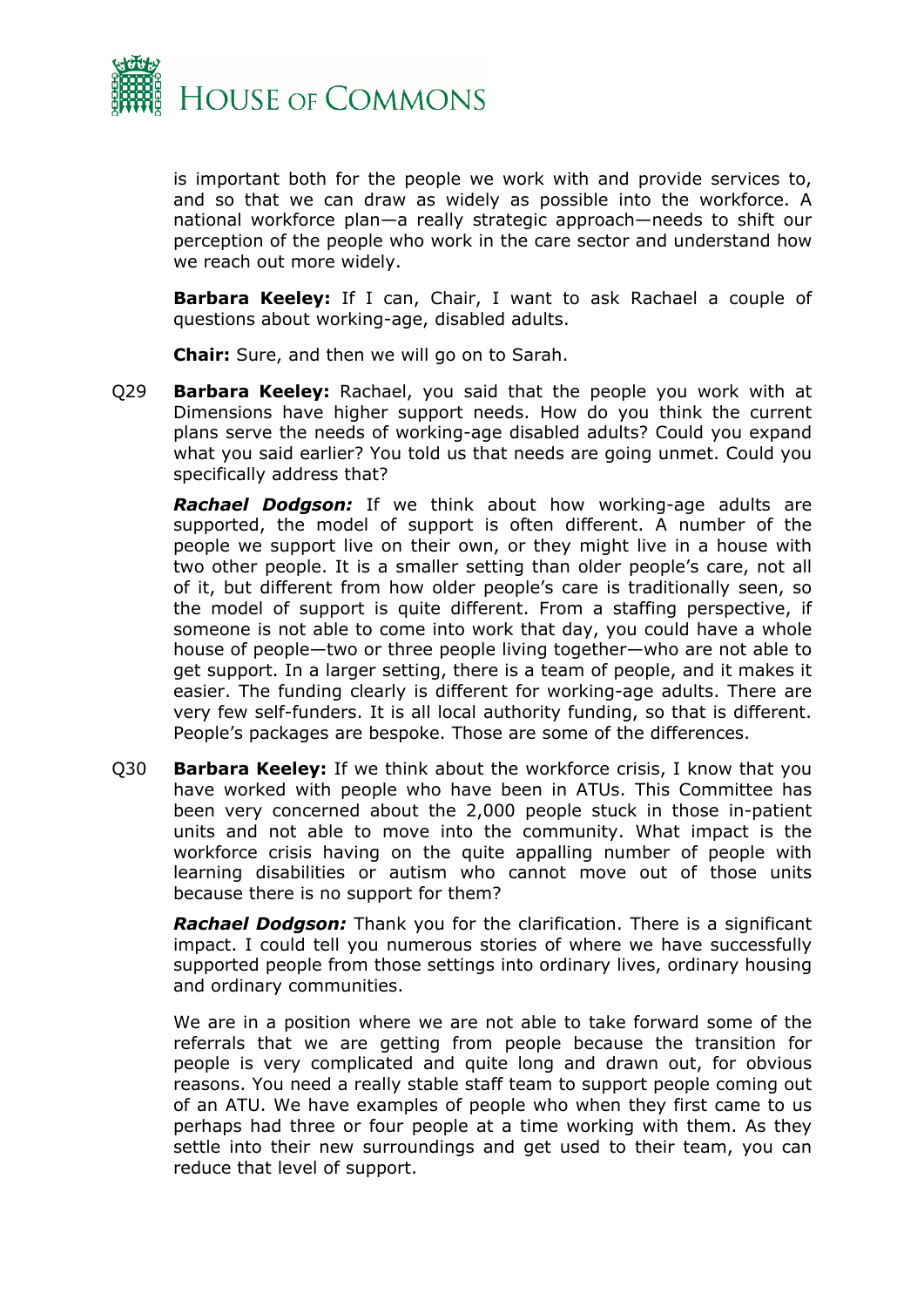is important both for the people we work with and provide services to, and so that we can draw as widely as possible into the workforce. A national workforce plan—a really strategic approach—needs to shift our perception of the people who work in the care sector and understand how we reach out more widely.

**Barbara Keeley:** If I can, Chair, I want to ask Rachael a couple of questions about working-age, disabled adults.

**Chair:** Sure, and then we will go on to Sarah.

Q29 **Barbara Keeley:** Rachael, you said that the people you work with at Dimensions have higher support needs. How do you think the current plans serve the needs of working-age disabled adults? Could you expand what you said earlier? You told us that needs are going unmet. Could you specifically address that?

***Rachael Dodgson:*** If we think about how working-age adults are supported, the model of support is often different. A number of the people we support live on their own, or they might live in a house with two other people. It is a smaller setting than older people's care, not all of it, but different from how older people's care is traditionally seen, so the model of support is quite different. From a staffing perspective, if someone is not able to come into work that day, you could have a whole house of people—two or three people living together—who are not able to get support. In a larger setting, there is a team of people, and it makes it easier. The funding clearly is different for working-age adults. There are very few self-funders. It is all local authority funding, so that is different. People's packages are bespoke. Those are some of the differences.

Q30 **Barbara Keeley:** If we think about the workforce crisis, I know that you have worked with people who have been in ATUs. This Committee has been very concerned about the 2,000 people stuck in those in-patient units and not able to move into the community. What impact is the workforce crisis having on the quite appalling number of people with learning disabilities or autism who cannot move out of those units because there is no support for them?

***Rachael Dodgson:*** Thank you for the clarification. There is a significant impact. I could tell you numerous stories of where we have successfully supported people from those settings into ordinary lives, ordinary housing and ordinary communities.

We are in a position where we are not able to take forward some of the referrals that we are getting from people because the transition for people is very complicated and quite long and drawn out, for obvious reasons. You need a really stable staff team to support people coming out of an ATU. We have examples of people who when they first came to us perhaps had three or four people at a time working with them. As they settle into their new surroundings and get used to their team, you can reduce that level of support.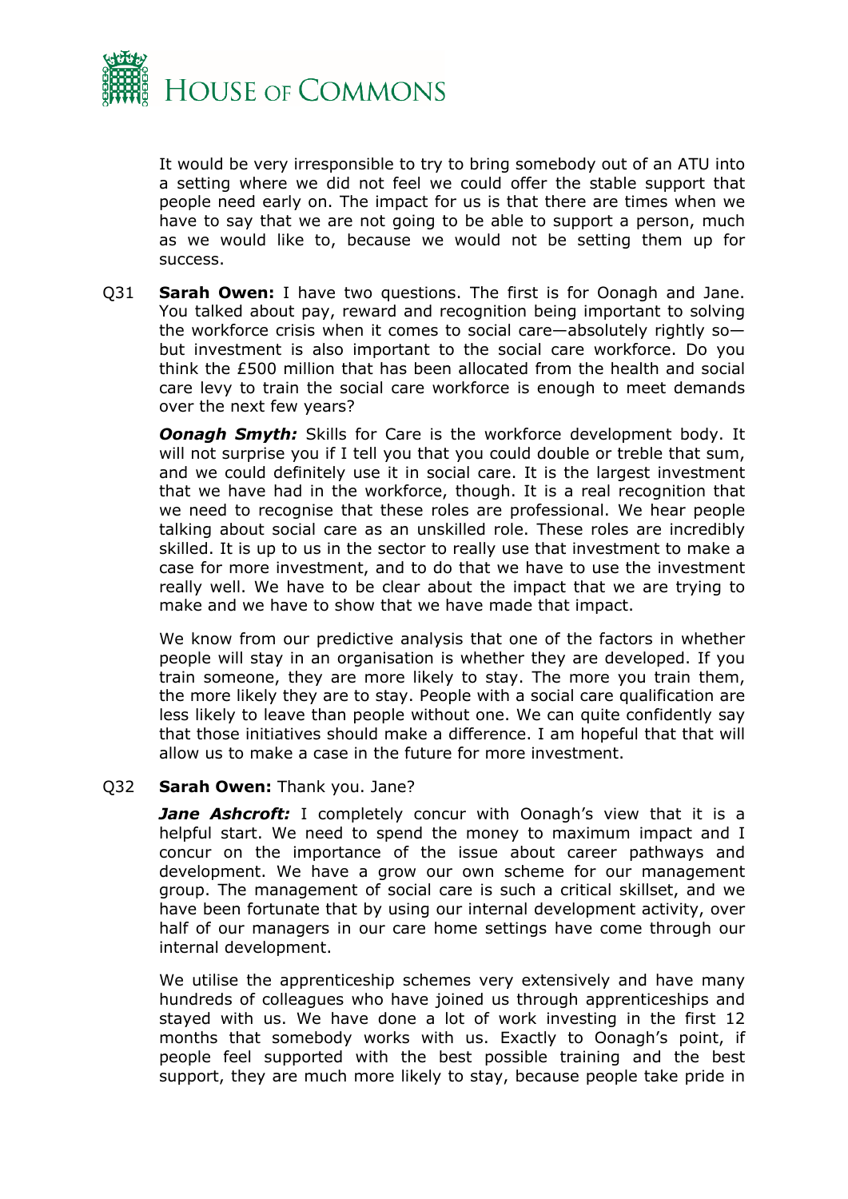It would be very irresponsible to try to bring somebody out of an ATU into a setting where we did not feel we could offer the stable support that people need early on. The impact for us is that there are times when we have to say that we are not going to be able to support a person, much as we would like to, because we would not be setting them up for success.

Q31 **Sarah Owen:** I have two questions. The first is for Oonagh and Jane. You talked about pay, reward and recognition being important to solving the workforce crisis when it comes to social care—absolutely rightly so—but investment is also important to the social care workforce. Do you think the £500 million that has been allocated from the health and social care levy to train the social care workforce is enough to meet demands over the next few years?

***Oonagh Smyth:*** Skills for Care is the workforce development body. It will not surprise you if I tell you that you could double or treble that sum, and we could definitely use it in social care. It is the largest investment that we have had in the workforce, though. It is a real recognition that we need to recognise that these roles are professional. We hear people talking about social care as an unskilled role. These roles are incredibly skilled. It is up to us in the sector to really use that investment to make a case for more investment, and to do that we have to use the investment really well. We have to be clear about the impact that we are trying to make and we have to show that we have made that impact.

We know from our predictive analysis that one of the factors in whether people will stay in an organisation is whether they are developed. If you train someone, they are more likely to stay. The more you train them, the more likely they are to stay. People with a social care qualification are less likely to leave than people without one. We can quite confidently say that those initiatives should make a difference. I am hopeful that that will allow us to make a case in the future for more investment.

Q32 **Sarah Owen:** Thank you. Jane?

***Jane Ashcroft:*** I completely concur with Oonagh's view that it is a helpful start. We need to spend the money to maximum impact and I concur on the importance of the issue about career pathways and development. We have a grow our own scheme for our management group. The management of social care is such a critical skillset, and we have been fortunate that by using our internal development activity, over half of our managers in our care home settings have come through our internal development.

We utilise the apprenticeship schemes very extensively and have many hundreds of colleagues who have joined us through apprenticeships and stayed with us. We have done a lot of work investing in the first 12 months that somebody works with us. Exactly to Oonagh's point, if people feel supported with the best possible training and the best support, they are much more likely to stay, because people take pride in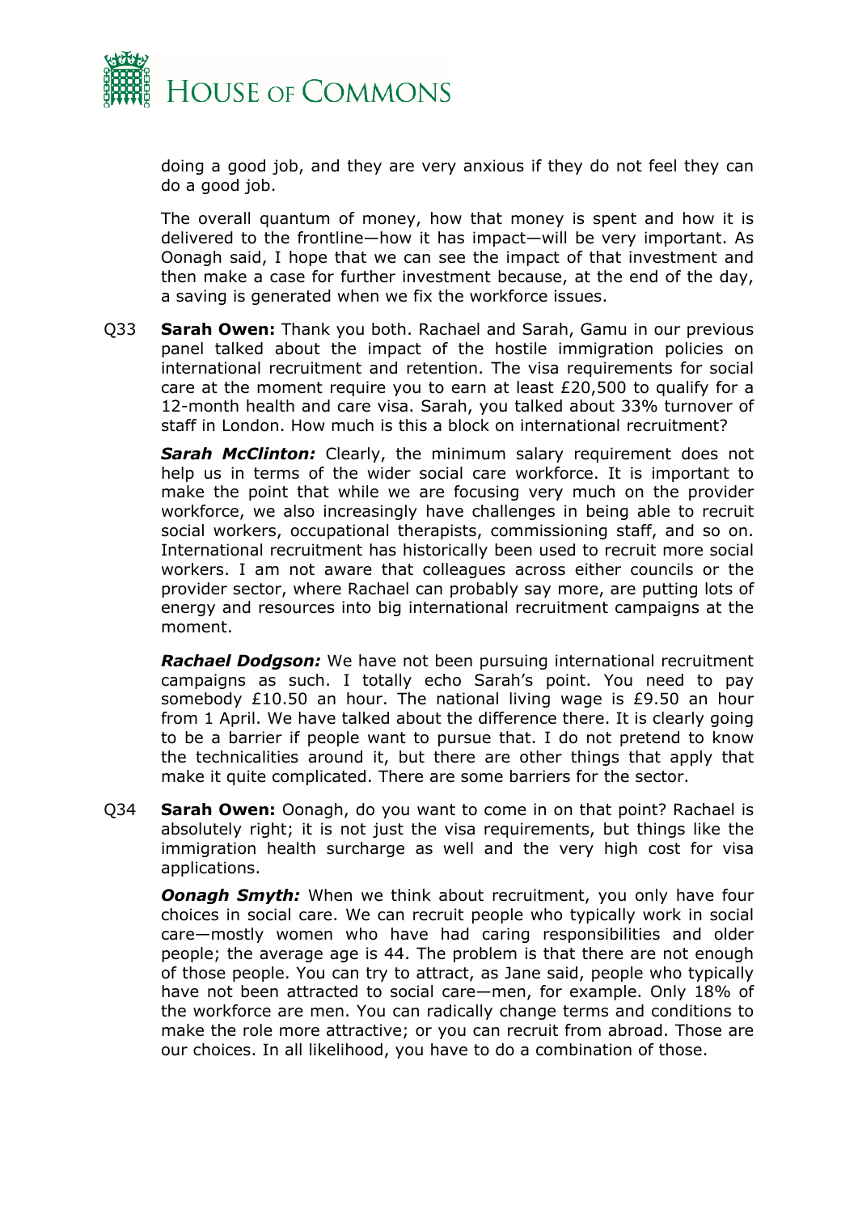doing a good job, and they are very anxious if they do not feel they can do a good job.

The overall quantum of money, how that money is spent and how it is delivered to the frontline—how it has impact—will be very important. As Oonagh said, I hope that we can see the impact of that investment and then make a case for further investment because, at the end of the day, a saving is generated when we fix the workforce issues.

Q33 **Sarah Owen:** Thank you both. Rachael and Sarah, Gamu in our previous panel talked about the impact of the hostile immigration policies on international recruitment and retention. The visa requirements for social care at the moment require you to earn at least £20,500 to qualify for a 12-month health and care visa. Sarah, you talked about 33% turnover of staff in London. How much is this a block on international recruitment?

***Sarah McClinton:*** Clearly, the minimum salary requirement does not help us in terms of the wider social care workforce. It is important to make the point that while we are focusing very much on the provider workforce, we also increasingly have challenges in being able to recruit social workers, occupational therapists, commissioning staff, and so on. International recruitment has historically been used to recruit more social workers. I am not aware that colleagues across either councils or the provider sector, where Rachael can probably say more, are putting lots of energy and resources into big international recruitment campaigns at the moment.

***Rachael Dodgson:*** We have not been pursuing international recruitment campaigns as such. I totally echo Sarah's point. You need to pay somebody £10.50 an hour. The national living wage is £9.50 an hour from 1 April. We have talked about the difference there. It is clearly going to be a barrier if people want to pursue that. I do not pretend to know the technicalities around it, but there are other things that apply that make it quite complicated. There are some barriers for the sector.

Q34 **Sarah Owen:** Oonagh, do you want to come in on that point? Rachael is absolutely right; it is not just the visa requirements, but things like the immigration health surcharge as well and the very high cost for visa applications.

***Oonagh Smyth:*** When we think about recruitment, you only have four choices in social care. We can recruit people who typically work in social care—mostly women who have had caring responsibilities and older people; the average age is 44. The problem is that there are not enough of those people. You can try to attract, as Jane said, people who typically have not been attracted to social care—men, for example. Only 18% of the workforce are men. You can radically change terms and conditions to make the role more attractive; or you can recruit from abroad. Those are our choices. In all likelihood, you have to do a combination of those.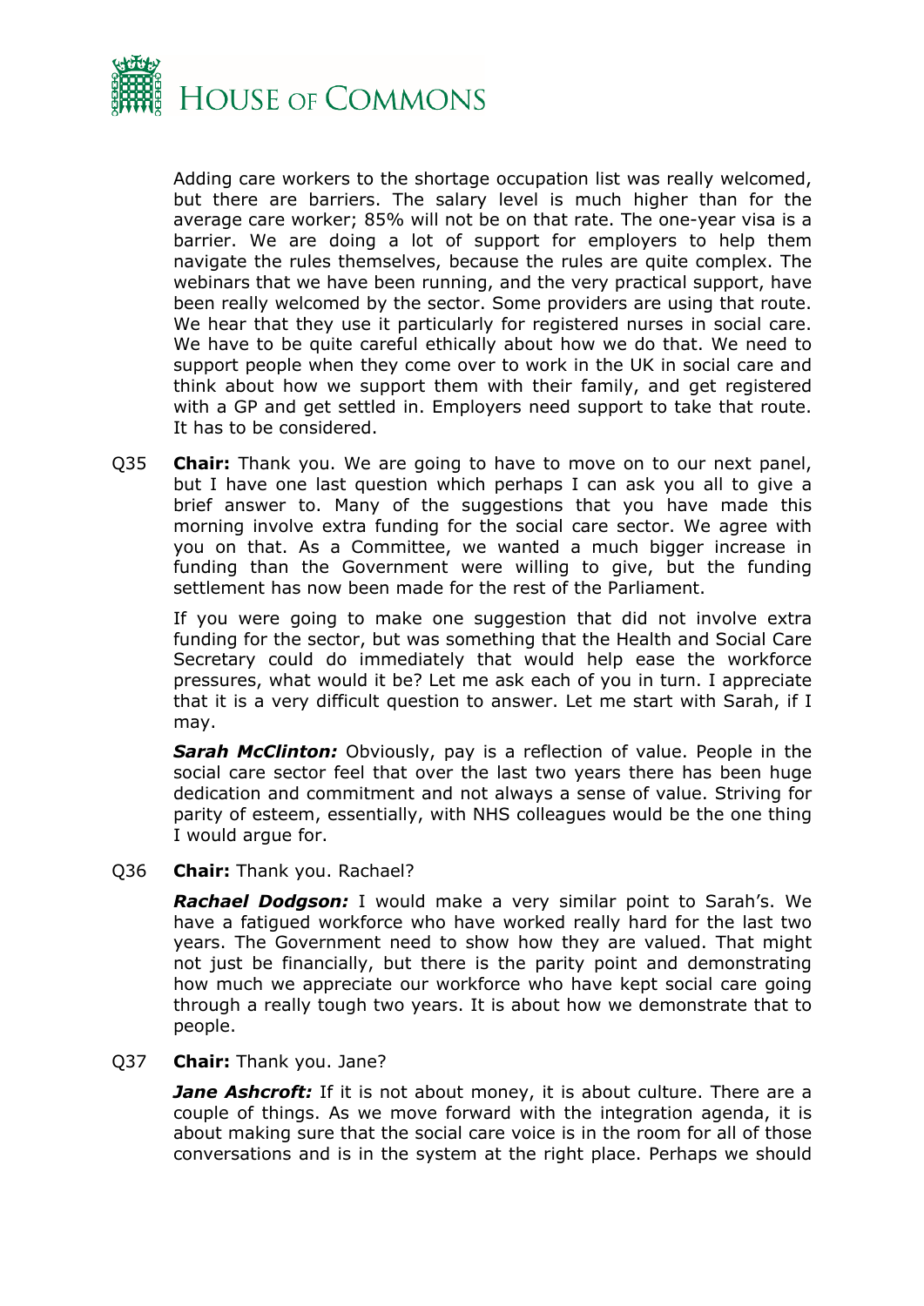Adding care workers to the shortage occupation list was really welcomed, but there are barriers. The salary level is much higher than for the average care worker; 85% will not be on that rate. The one-year visa is a barrier. We are doing a lot of support for employers to help them navigate the rules themselves, because the rules are quite complex. The webinars that we have been running, and the very practical support, have been really welcomed by the sector. Some providers are using that route. We hear that they use it particularly for registered nurses in social care. We have to be quite careful ethically about how we do that. We need to support people when they come over to work in the UK in social care and think about how we support them with their family, and get registered with a GP and get settled in. Employers need support to take that route. It has to be considered.

Q35 **Chair:** Thank you. We are going to have to move on to our next panel, but I have one last question which perhaps I can ask you all to give a brief answer to. Many of the suggestions that you have made this morning involve extra funding for the social care sector. We agree with you on that. As a Committee, we wanted a much bigger increase in funding than the Government were willing to give, but the funding settlement has now been made for the rest of the Parliament.

If you were going to make one suggestion that did not involve extra funding for the sector, but was something that the Health and Social Care Secretary could do immediately that would help ease the workforce pressures, what would it be? Let me ask each of you in turn. I appreciate that it is a very difficult question to answer. Let me start with Sarah, if I may.

***Sarah McClinton:*** Obviously, pay is a reflection of value. People in the social care sector feel that over the last two years there has been huge dedication and commitment and not always a sense of value. Striving for parity of esteem, essentially, with NHS colleagues would be the one thing I would argue for.

Q36 **Chair:** Thank you. Rachael?

***Rachael Dodgson:*** I would make a very similar point to Sarah's. We have a fatigued workforce who have worked really hard for the last two years. The Government need to show how they are valued. That might not just be financially, but there is the parity point and demonstrating how much we appreciate our workforce who have kept social care going through a really tough two years. It is about how we demonstrate that to people.

Q37 **Chair:** Thank you. Jane?

***Jane Ashcroft:*** If it is not about money, it is about culture. There are a couple of things. As we move forward with the integration agenda, it is about making sure that the social care voice is in the room for all of those conversations and is in the system at the right place. Perhaps we should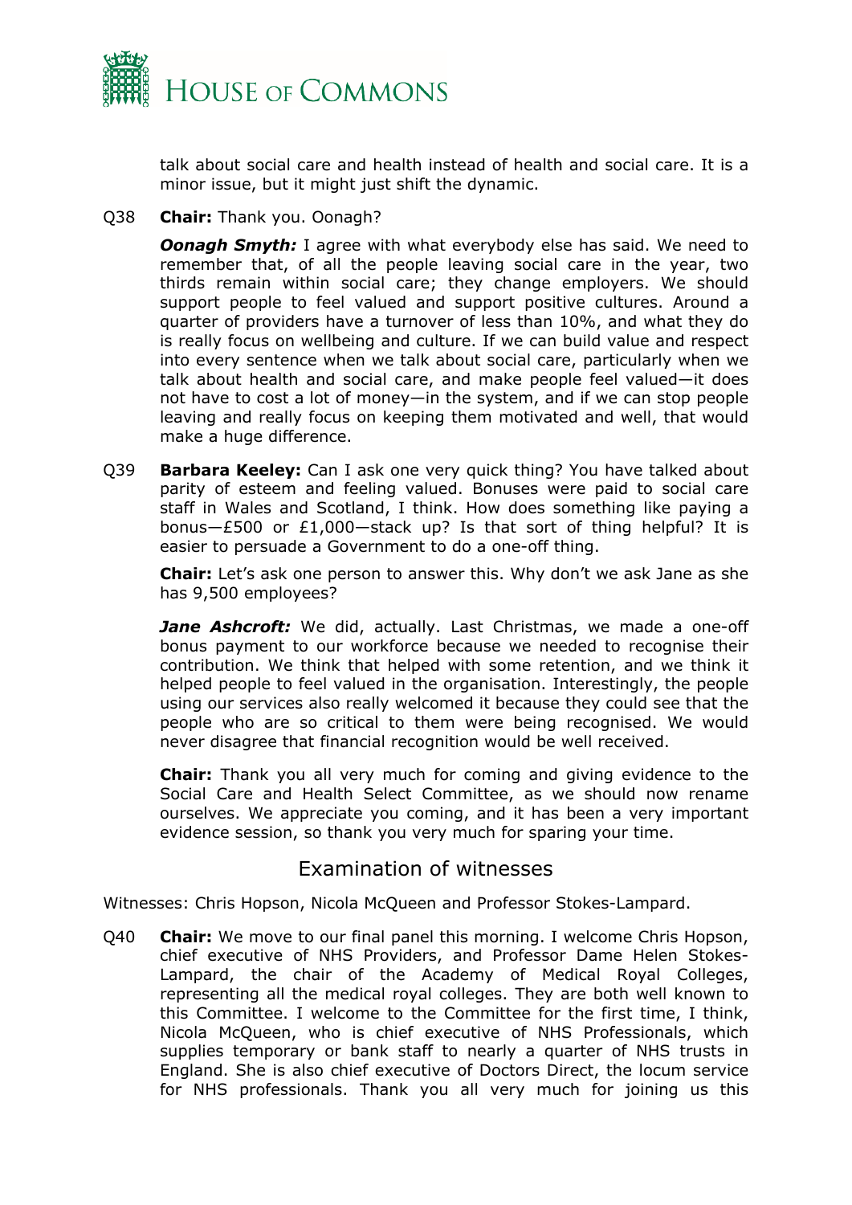talk about social care and health instead of health and social care. It is a minor issue, but it might just shift the dynamic.

Q38 **Chair:** Thank you. Oonagh?

***Oonagh Smyth:*** I agree with what everybody else has said. We need to remember that, of all the people leaving social care in the year, two thirds remain within social care; they change employers. We should support people to feel valued and support positive cultures. Around a quarter of providers have a turnover of less than 10%, and what they do is really focus on wellbeing and culture. If we can build value and respect into every sentence when we talk about social care, particularly when we talk about health and social care, and make people feel valued—it does not have to cost a lot of money—in the system, and if we can stop people leaving and really focus on keeping them motivated and well, that would make a huge difference.

Q39 **Barbara Keeley:** Can I ask one very quick thing? You have talked about parity of esteem and feeling valued. Bonuses were paid to social care staff in Wales and Scotland, I think. How does something like paying a bonus—£500 or £1,000—stack up? Is that sort of thing helpful? It is easier to persuade a Government to do a one-off thing.

**Chair:** Let's ask one person to answer this. Why don't we ask Jane as she has 9,500 employees?

***Jane Ashcroft:*** We did, actually. Last Christmas, we made a one-off bonus payment to our workforce because we needed to recognise their contribution. We think that helped with some retention, and we think it helped people to feel valued in the organisation. Interestingly, the people using our services also really welcomed it because they could see that the people who are so critical to them were being recognised. We would never disagree that financial recognition would be well received.

**Chair:** Thank you all very much for coming and giving evidence to the Social Care and Health Select Committee, as we should now rename ourselves. We appreciate you coming, and it has been a very important evidence session, so thank you very much for sparing your time.

## Examination of witnesses

Witnesses: Chris Hopson, Nicola McQueen and Professor Stokes-Lampard.

Q40 **Chair:** We move to our final panel this morning. I welcome Chris Hopson, chief executive of NHS Providers, and Professor Dame Helen Stokes-Lampard, the chair of the Academy of Medical Royal Colleges, representing all the medical royal colleges. They are both well known to this Committee. I welcome to the Committee for the first time, I think, Nicola McQueen, who is chief executive of NHS Professionals, which supplies temporary or bank staff to nearly a quarter of NHS trusts in England. She is also chief executive of Doctors Direct, the locum service for NHS professionals. Thank you all very much for joining us this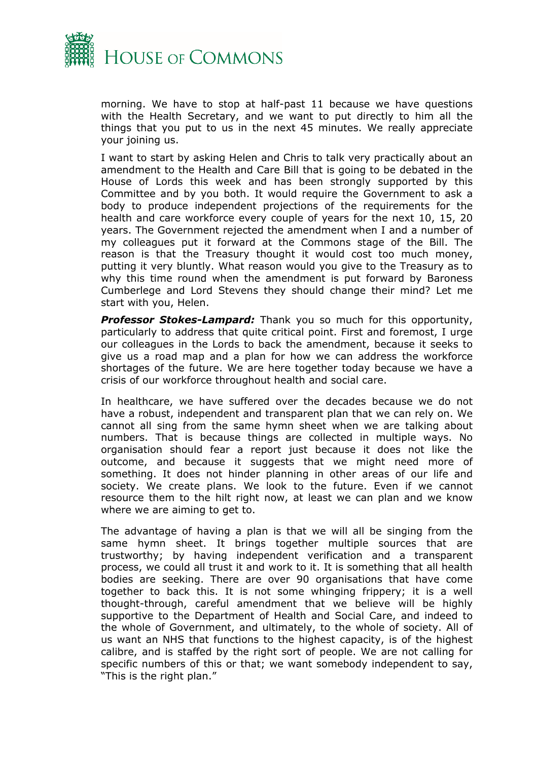morning. We have to stop at half-past 11 because we have questions with the Health Secretary, and we want to put directly to him all the things that you put to us in the next 45 minutes. We really appreciate your joining us.

I want to start by asking Helen and Chris to talk very practically about an amendment to the Health and Care Bill that is going to be debated in the House of Lords this week and has been strongly supported by this Committee and by you both. It would require the Government to ask a body to produce independent projections of the requirements for the health and care workforce every couple of years for the next 10, 15, 20 years. The Government rejected the amendment when I and a number of my colleagues put it forward at the Commons stage of the Bill. The reason is that the Treasury thought it would cost too much money, putting it very bluntly. What reason would you give to the Treasury as to why this time round when the amendment is put forward by Baroness Cumberlege and Lord Stevens they should change their mind? Let me start with you, Helen.

***Professor Stokes-Lampard:*** Thank you so much for this opportunity, particularly to address that quite critical point. First and foremost, I urge our colleagues in the Lords to back the amendment, because it seeks to give us a road map and a plan for how we can address the workforce shortages of the future. We are here together today because we have a crisis of our workforce throughout health and social care.

In healthcare, we have suffered over the decades because we do not have a robust, independent and transparent plan that we can rely on. We cannot all sing from the same hymn sheet when we are talking about numbers. That is because things are collected in multiple ways. No organisation should fear a report just because it does not like the outcome, and because it suggests that we might need more of something. It does not hinder planning in other areas of our life and society. We create plans. We look to the future. Even if we cannot resource them to the hilt right now, at least we can plan and we know where we are aiming to get to.

The advantage of having a plan is that we will all be singing from the same hymn sheet. It brings together multiple sources that are trustworthy; by having independent verification and a transparent process, we could all trust it and work to it. It is something that all health bodies are seeking. There are over 90 organisations that have come together to back this. It is not some whinging frippery; it is a well thought-through, careful amendment that we believe will be highly supportive to the Department of Health and Social Care, and indeed to the whole of Government, and ultimately, to the whole of society. All of us want an NHS that functions to the highest capacity, is of the highest calibre, and is staffed by the right sort of people. We are not calling for specific numbers of this or that; we want somebody independent to say, "This is the right plan."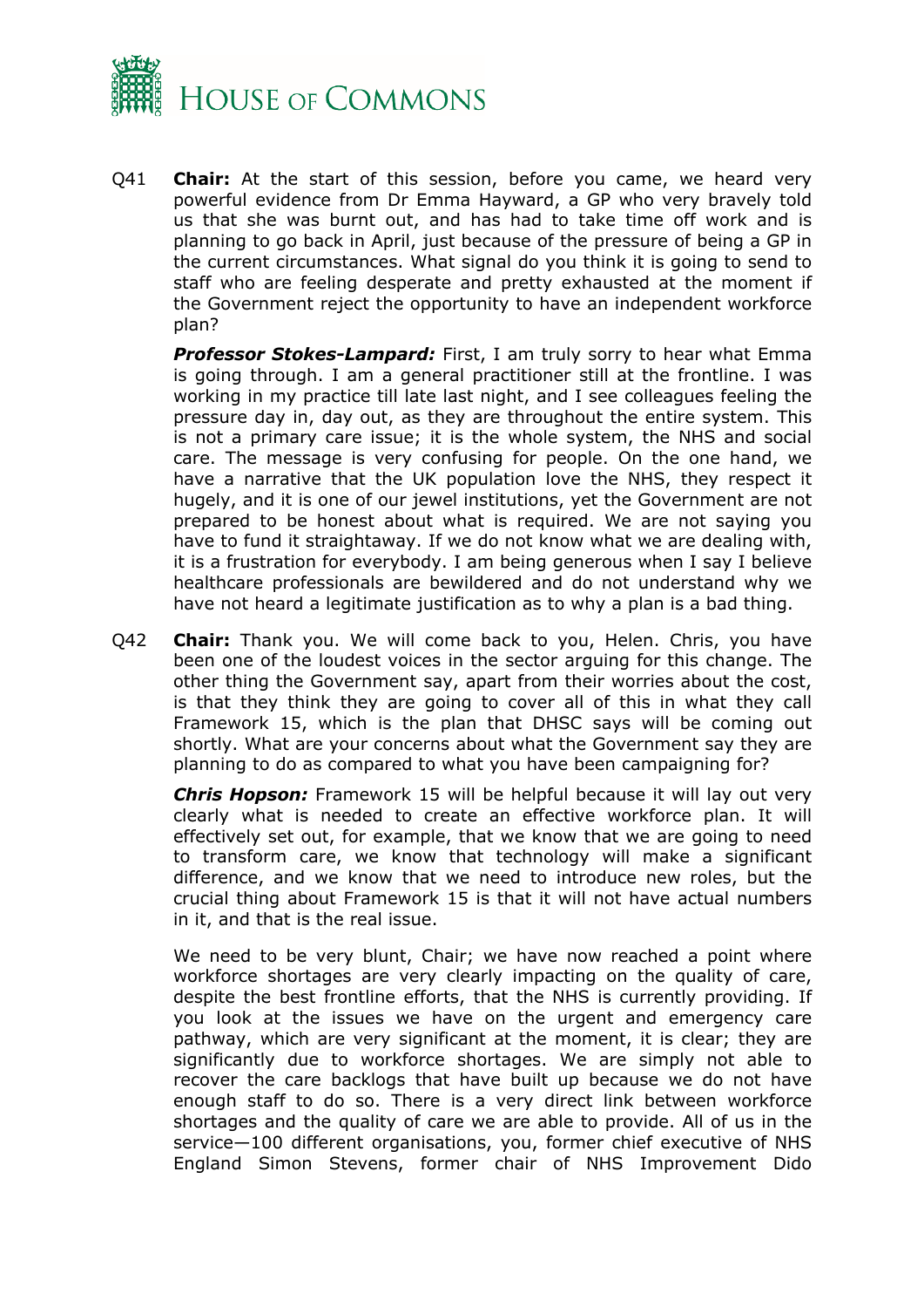Q41 **Chair:** At the start of this session, before you came, we heard very powerful evidence from Dr Emma Hayward, a GP who very bravely told us that she was burnt out, and has had to take time off work and is planning to go back in April, just because of the pressure of being a GP in the current circumstances. What signal do you think it is going to send to staff who are feeling desperate and pretty exhausted at the moment if the Government reject the opportunity to have an independent workforce plan?

***Professor Stokes-Lampard:*** First, I am truly sorry to hear what Emma is going through. I am a general practitioner still at the frontline. I was working in my practice till late last night, and I see colleagues feeling the pressure day in, day out, as they are throughout the entire system. This is not a primary care issue; it is the whole system, the NHS and social care. The message is very confusing for people. On the one hand, we have a narrative that the UK population love the NHS, they respect it hugely, and it is one of our jewel institutions, yet the Government are not prepared to be honest about what is required. We are not saying you have to fund it straightaway. If we do not know what we are dealing with, it is a frustration for everybody. I am being generous when I say I believe healthcare professionals are bewildered and do not understand why we have not heard a legitimate justification as to why a plan is a bad thing.

Q42 **Chair:** Thank you. We will come back to you, Helen. Chris, you have been one of the loudest voices in the sector arguing for this change. The other thing the Government say, apart from their worries about the cost, is that they think they are going to cover all of this in what they call Framework 15, which is the plan that DHSC says will be coming out shortly. What are your concerns about what the Government say they are planning to do as compared to what you have been campaigning for?

***Chris Hopson:*** Framework 15 will be helpful because it will lay out very clearly what is needed to create an effective workforce plan. It will effectively set out, for example, that we know that we are going to need to transform care, we know that technology will make a significant difference, and we know that we need to introduce new roles, but the crucial thing about Framework 15 is that it will not have actual numbers in it, and that is the real issue.

We need to be very blunt, Chair; we have now reached a point where workforce shortages are very clearly impacting on the quality of care, despite the best frontline efforts, that the NHS is currently providing. If you look at the issues we have on the urgent and emergency care pathway, which are very significant at the moment, it is clear; they are significantly due to workforce shortages. We are simply not able to recover the care backlogs that have built up because we do not have enough staff to do so. There is a very direct link between workforce shortages and the quality of care we are able to provide. All of us in the service—100 different organisations, you, former chief executive of NHS England Simon Stevens, former chair of NHS Improvement Dido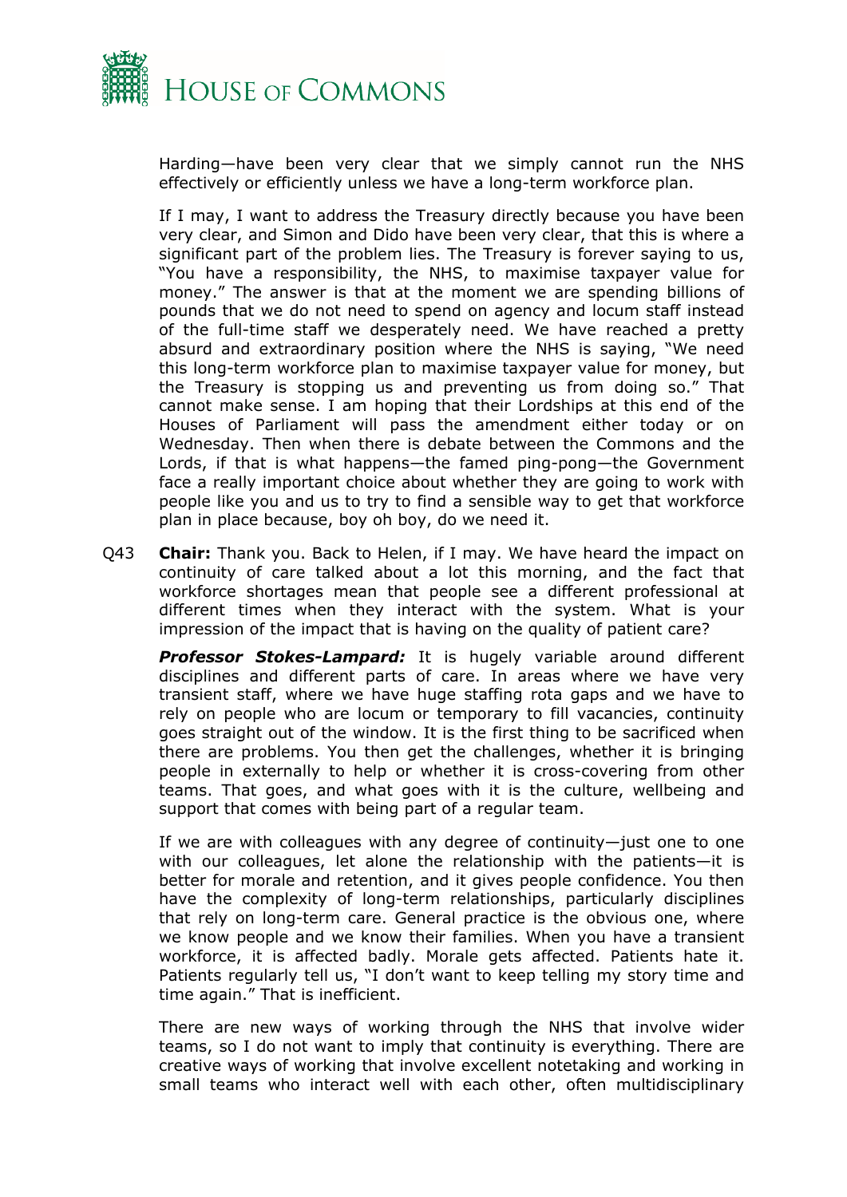Harding—have been very clear that we simply cannot run the NHS effectively or efficiently unless we have a long-term workforce plan.

If I may, I want to address the Treasury directly because you have been very clear, and Simon and Dido have been very clear, that this is where a significant part of the problem lies. The Treasury is forever saying to us, "You have a responsibility, the NHS, to maximise taxpayer value for money." The answer is that at the moment we are spending billions of pounds that we do not need to spend on agency and locum staff instead of the full-time staff we desperately need. We have reached a pretty absurd and extraordinary position where the NHS is saying, "We need this long-term workforce plan to maximise taxpayer value for money, but the Treasury is stopping us and preventing us from doing so." That cannot make sense. I am hoping that their Lordships at this end of the Houses of Parliament will pass the amendment either today or on Wednesday. Then when there is debate between the Commons and the Lords, if that is what happens—the famed ping-pong—the Government face a really important choice about whether they are going to work with people like you and us to try to find a sensible way to get that workforce plan in place because, boy oh boy, do we need it.

Q43 **Chair:** Thank you. Back to Helen, if I may. We have heard the impact on continuity of care talked about a lot this morning, and the fact that workforce shortages mean that people see a different professional at different times when they interact with the system. What is your impression of the impact that is having on the quality of patient care?

***Professor Stokes-Lampard:*** It is hugely variable around different disciplines and different parts of care. In areas where we have very transient staff, where we have huge staffing rota gaps and we have to rely on people who are locum or temporary to fill vacancies, continuity goes straight out of the window. It is the first thing to be sacrificed when there are problems. You then get the challenges, whether it is bringing people in externally to help or whether it is cross-covering from other teams. That goes, and what goes with it is the culture, wellbeing and support that comes with being part of a regular team.

If we are with colleagues with any degree of continuity—just one to one with our colleagues, let alone the relationship with the patients—it is better for morale and retention, and it gives people confidence. You then have the complexity of long-term relationships, particularly disciplines that rely on long-term care. General practice is the obvious one, where we know people and we know their families. When you have a transient workforce, it is affected badly. Morale gets affected. Patients hate it. Patients regularly tell us, "I don't want to keep telling my story time and time again." That is inefficient.

There are new ways of working through the NHS that involve wider teams, so I do not want to imply that continuity is everything. There are creative ways of working that involve excellent notetaking and working in small teams who interact well with each other, often multidisciplinary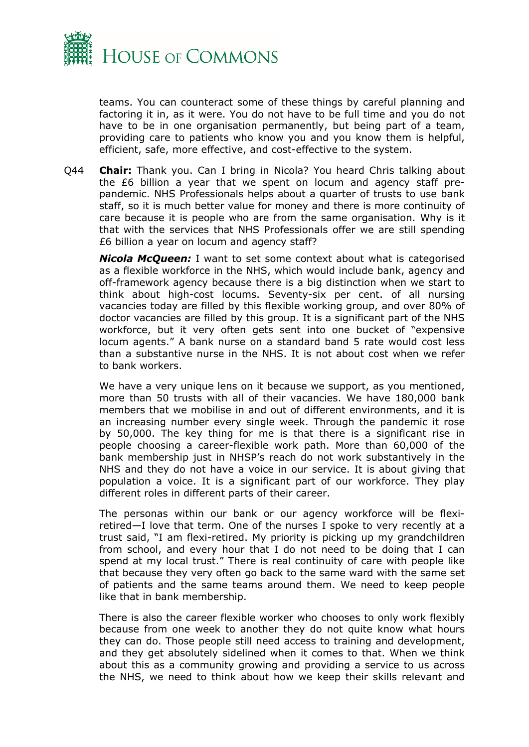teams. You can counteract some of these things by careful planning and factoring it in, as it were. You do not have to be full time and you do not have to be in one organisation permanently, but being part of a team, providing care to patients who know you and you know them is helpful, efficient, safe, more effective, and cost-effective to the system.

Q44 **Chair:** Thank you. Can I bring in Nicola? You heard Chris talking about the £6 billion a year that we spent on locum and agency staff pre-pandemic. NHS Professionals helps about a quarter of trusts to use bank staff, so it is much better value for money and there is more continuity of care because it is people who are from the same organisation. Why is it that with the services that NHS Professionals offer we are still spending £6 billion a year on locum and agency staff?

***Nicola McQueen:*** I want to set some context about what is categorised as a flexible workforce in the NHS, which would include bank, agency and off-framework agency because there is a big distinction when we start to think about high-cost locums. Seventy-six per cent. of all nursing vacancies today are filled by this flexible working group, and over 80% of doctor vacancies are filled by this group. It is a significant part of the NHS workforce, but it very often gets sent into one bucket of "expensive locum agents." A bank nurse on a standard band 5 rate would cost less than a substantive nurse in the NHS. It is not about cost when we refer to bank workers.

We have a very unique lens on it because we support, as you mentioned, more than 50 trusts with all of their vacancies. We have 180,000 bank members that we mobilise in and out of different environments, and it is an increasing number every single week. Through the pandemic it rose by 50,000. The key thing for me is that there is a significant rise in people choosing a career-flexible work path. More than 60,000 of the bank membership just in NHSP's reach do not work substantively in the NHS and they do not have a voice in our service. It is about giving that population a voice. It is a significant part of our workforce. They play different roles in different parts of their career.

The personas within our bank or our agency workforce will be flexi-retired—I love that term. One of the nurses I spoke to very recently at a trust said, "I am flexi-retired. My priority is picking up my grandchildren from school, and every hour that I do not need to be doing that I can spend at my local trust." There is real continuity of care with people like that because they very often go back to the same ward with the same set of patients and the same teams around them. We need to keep people like that in bank membership.

There is also the career flexible worker who chooses to only work flexibly because from one week to another they do not quite know what hours they can do. Those people still need access to training and development, and they get absolutely sidelined when it comes to that. When we think about this as a community growing and providing a service to us across the NHS, we need to think about how we keep their skills relevant and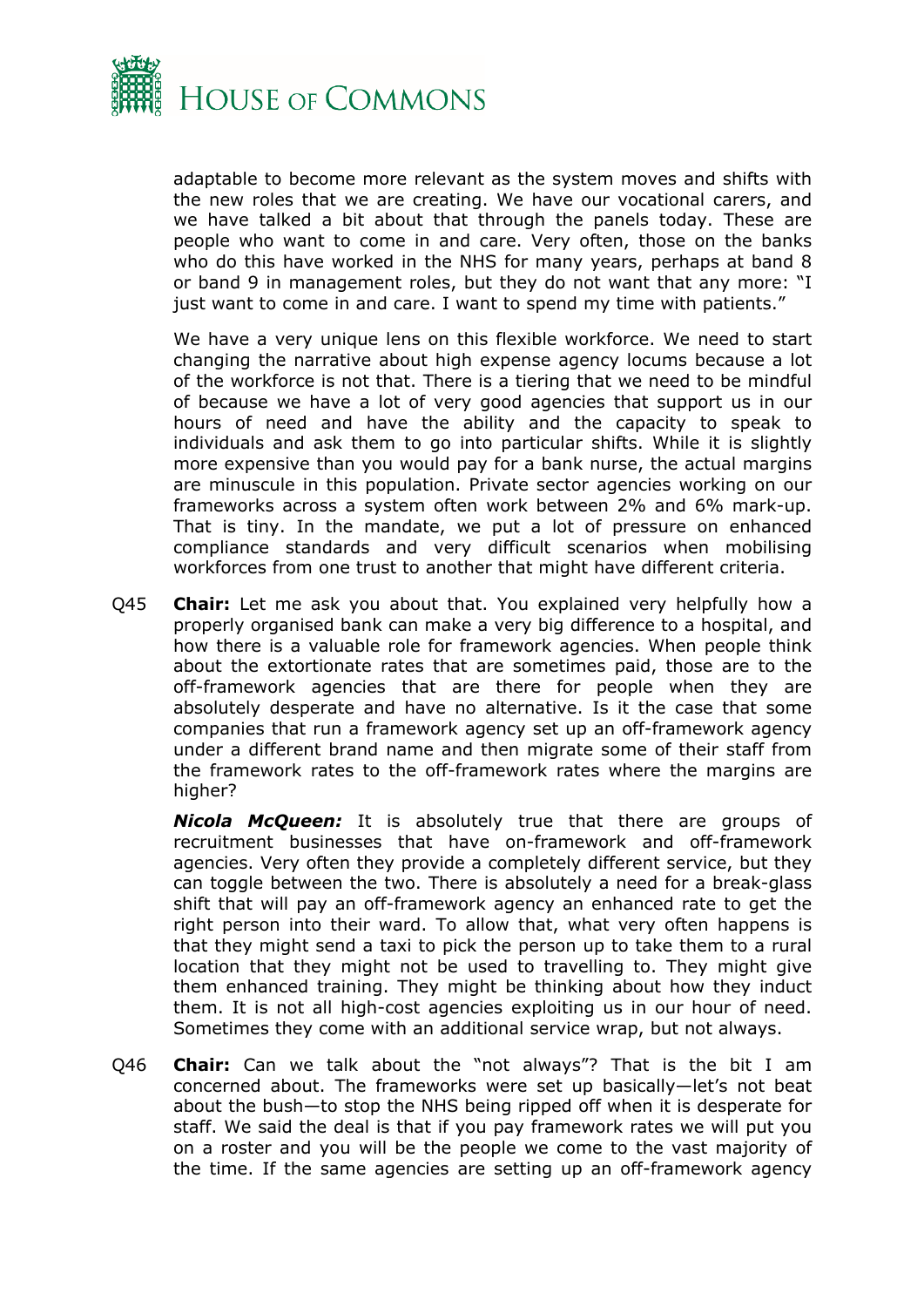adaptable to become more relevant as the system moves and shifts with the new roles that we are creating. We have our vocational carers, and we have talked a bit about that through the panels today. These are people who want to come in and care. Very often, those on the banks who do this have worked in the NHS for many years, perhaps at band 8 or band 9 in management roles, but they do not want that any more: "I just want to come in and care. I want to spend my time with patients."

We have a very unique lens on this flexible workforce. We need to start changing the narrative about high expense agency locums because a lot of the workforce is not that. There is a tiering that we need to be mindful of because we have a lot of very good agencies that support us in our hours of need and have the ability and the capacity to speak to individuals and ask them to go into particular shifts. While it is slightly more expensive than you would pay for a bank nurse, the actual margins are minuscule in this population. Private sector agencies working on our frameworks across a system often work between 2% and 6% mark-up. That is tiny. In the mandate, we put a lot of pressure on enhanced compliance standards and very difficult scenarios when mobilising workforces from one trust to another that might have different criteria.

Q45 **Chair:** Let me ask you about that. You explained very helpfully how a properly organised bank can make a very big difference to a hospital, and how there is a valuable role for framework agencies. When people think about the extortionate rates that are sometimes paid, those are to the off-framework agencies that are there for people when they are absolutely desperate and have no alternative. Is it the case that some companies that run a framework agency set up an off-framework agency under a different brand name and then migrate some of their staff from the framework rates to the off-framework rates where the margins are higher?

***Nicola McQueen:*** It is absolutely true that there are groups of recruitment businesses that have on-framework and off-framework agencies. Very often they provide a completely different service, but they can toggle between the two. There is absolutely a need for a break-glass shift that will pay an off-framework agency an enhanced rate to get the right person into their ward. To allow that, what very often happens is that they might send a taxi to pick the person up to take them to a rural location that they might not be used to travelling to. They might give them enhanced training. They might be thinking about how they induct them. It is not all high-cost agencies exploiting us in our hour of need. Sometimes they come with an additional service wrap, but not always.

Q46 **Chair:** Can we talk about the "not always"? That is the bit I am concerned about. The frameworks were set up basically—let's not beat about the bush—to stop the NHS being ripped off when it is desperate for staff. We said the deal is that if you pay framework rates we will put you on a roster and you will be the people we come to the vast majority of the time. If the same agencies are setting up an off-framework agency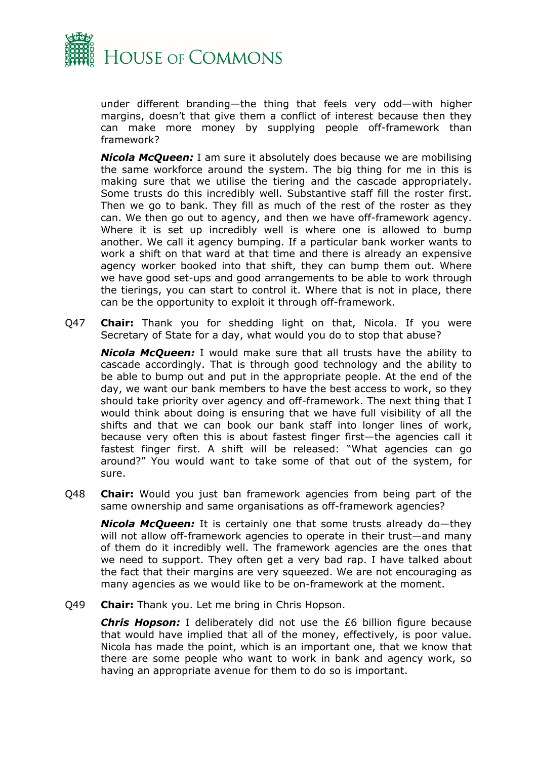under different branding—the thing that feels very odd—with higher margins, doesn't that give them a conflict of interest because then they can make more money by supplying people off-framework than framework?

***Nicola McQueen:*** I am sure it absolutely does because we are mobilising the same workforce around the system. The big thing for me in this is making sure that we utilise the tiering and the cascade appropriately. Some trusts do this incredibly well. Substantive staff fill the roster first. Then we go to bank. They fill as much of the rest of the roster as they can. We then go out to agency, and then we have off-framework agency. Where it is set up incredibly well is where one is allowed to bump another. We call it agency bumping. If a particular bank worker wants to work a shift on that ward at that time and there is already an expensive agency worker booked into that shift, they can bump them out. Where we have good set-ups and good arrangements to be able to work through the tierings, you can start to control it. Where that is not in place, there can be the opportunity to exploit it through off-framework.

Q47 **Chair:** Thank you for shedding light on that, Nicola. If you were Secretary of State for a day, what would you do to stop that abuse?

***Nicola McQueen:*** I would make sure that all trusts have the ability to cascade accordingly. That is through good technology and the ability to be able to bump out and put in the appropriate people. At the end of the day, we want our bank members to have the best access to work, so they should take priority over agency and off-framework. The next thing that I would think about doing is ensuring that we have full visibility of all the shifts and that we can book our bank staff into longer lines of work, because very often this is about fastest finger first—the agencies call it fastest finger first. A shift will be released: "What agencies can go around?" You would want to take some of that out of the system, for sure.

Q48 **Chair:** Would you just ban framework agencies from being part of the same ownership and same organisations as off-framework agencies?

***Nicola McQueen:*** It is certainly one that some trusts already do—they will not allow off-framework agencies to operate in their trust—and many of them do it incredibly well. The framework agencies are the ones that we need to support. They often get a very bad rap. I have talked about the fact that their margins are very squeezed. We are not encouraging as many agencies as we would like to be on-framework at the moment.

Q49 **Chair:** Thank you. Let me bring in Chris Hopson.

***Chris Hopson:*** I deliberately did not use the £6 billion figure because that would have implied that all of the money, effectively, is poor value. Nicola has made the point, which is an important one, that we know that there are some people who want to work in bank and agency work, so having an appropriate avenue for them to do so is important.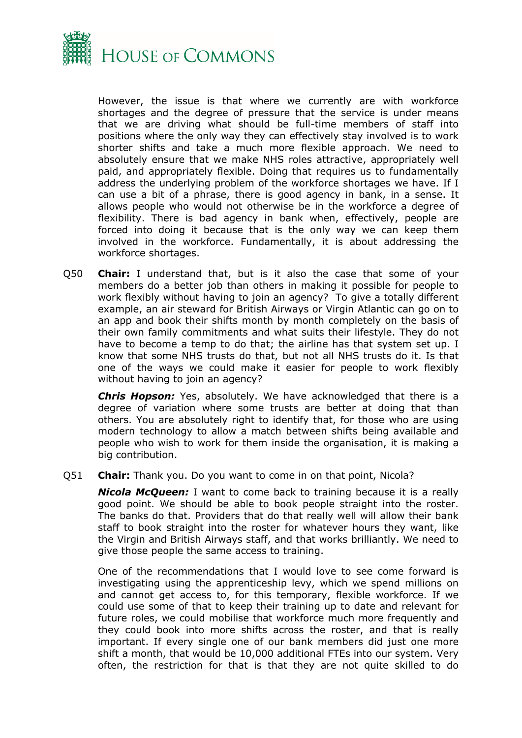However, the issue is that where we currently are with workforce shortages and the degree of pressure that the service is under means that we are driving what should be full-time members of staff into positions where the only way they can effectively stay involved is to work shorter shifts and take a much more flexible approach. We need to absolutely ensure that we make NHS roles attractive, appropriately well paid, and appropriately flexible. Doing that requires us to fundamentally address the underlying problem of the workforce shortages we have. If I can use a bit of a phrase, there is good agency in bank, in a sense. It allows people who would not otherwise be in the workforce a degree of flexibility. There is bad agency in bank when, effectively, people are forced into doing it because that is the only way we can keep them involved in the workforce. Fundamentally, it is about addressing the workforce shortages.

Q50 **Chair:** I understand that, but is it also the case that some of your members do a better job than others in making it possible for people to work flexibly without having to join an agency? To give a totally different example, an air steward for British Airways or Virgin Atlantic can go on to an app and book their shifts month by month completely on the basis of their own family commitments and what suits their lifestyle. They do not have to become a temp to do that; the airline has that system set up. I know that some NHS trusts do that, but not all NHS trusts do it. Is that one of the ways we could make it easier for people to work flexibly without having to join an agency?

***Chris Hopson:*** Yes, absolutely. We have acknowledged that there is a degree of variation where some trusts are better at doing that than others. You are absolutely right to identify that, for those who are using modern technology to allow a match between shifts being available and people who wish to work for them inside the organisation, it is making a big contribution.

Q51 **Chair:** Thank you. Do you want to come in on that point, Nicola?

***Nicola McQueen:*** I want to come back to training because it is a really good point. We should be able to book people straight into the roster. The banks do that. Providers that do that really well will allow their bank staff to book straight into the roster for whatever hours they want, like the Virgin and British Airways staff, and that works brilliantly. We need to give those people the same access to training.

One of the recommendations that I would love to see come forward is investigating using the apprenticeship levy, which we spend millions on and cannot get access to, for this temporary, flexible workforce. If we could use some of that to keep their training up to date and relevant for future roles, we could mobilise that workforce much more frequently and they could book into more shifts across the roster, and that is really important. If every single one of our bank members did just one more shift a month, that would be 10,000 additional FTEs into our system. Very often, the restriction for that is that they are not quite skilled to do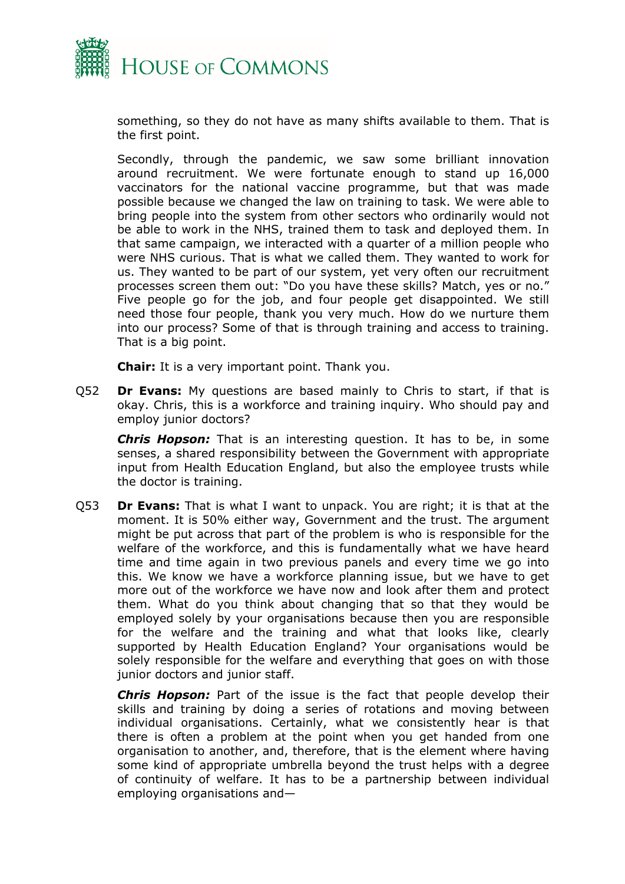something, so they do not have as many shifts available to them. That is the first point.

Secondly, through the pandemic, we saw some brilliant innovation around recruitment. We were fortunate enough to stand up 16,000 vaccinators for the national vaccine programme, but that was made possible because we changed the law on training to task. We were able to bring people into the system from other sectors who ordinarily would not be able to work in the NHS, trained them to task and deployed them. In that same campaign, we interacted with a quarter of a million people who were NHS curious. That is what we called them. They wanted to work for us. They wanted to be part of our system, yet very often our recruitment processes screen them out: "Do you have these skills? Match, yes or no." Five people go for the job, and four people get disappointed. We still need those four people, thank you very much. How do we nurture them into our process? Some of that is through training and access to training. That is a big point.

**Chair:** It is a very important point. Thank you.

Q52 **Dr Evans:** My questions are based mainly to Chris to start, if that is okay. Chris, this is a workforce and training inquiry. Who should pay and employ junior doctors?

***Chris Hopson:*** That is an interesting question. It has to be, in some senses, a shared responsibility between the Government with appropriate input from Health Education England, but also the employee trusts while the doctor is training.

Q53 **Dr Evans:** That is what I want to unpack. You are right; it is that at the moment. It is 50% either way, Government and the trust. The argument might be put across that part of the problem is who is responsible for the welfare of the workforce, and this is fundamentally what we have heard time and time again in two previous panels and every time we go into this. We know we have a workforce planning issue, but we have to get more out of the workforce we have now and look after them and protect them. What do you think about changing that so that they would be employed solely by your organisations because then you are responsible for the welfare and the training and what that looks like, clearly supported by Health Education England? Your organisations would be solely responsible for the welfare and everything that goes on with those junior doctors and junior staff.

***Chris Hopson:*** Part of the issue is the fact that people develop their skills and training by doing a series of rotations and moving between individual organisations. Certainly, what we consistently hear is that there is often a problem at the point when you get handed from one organisation to another, and, therefore, that is the element where having some kind of appropriate umbrella beyond the trust helps with a degree of continuity of welfare. It has to be a partnership between individual employing organisations and—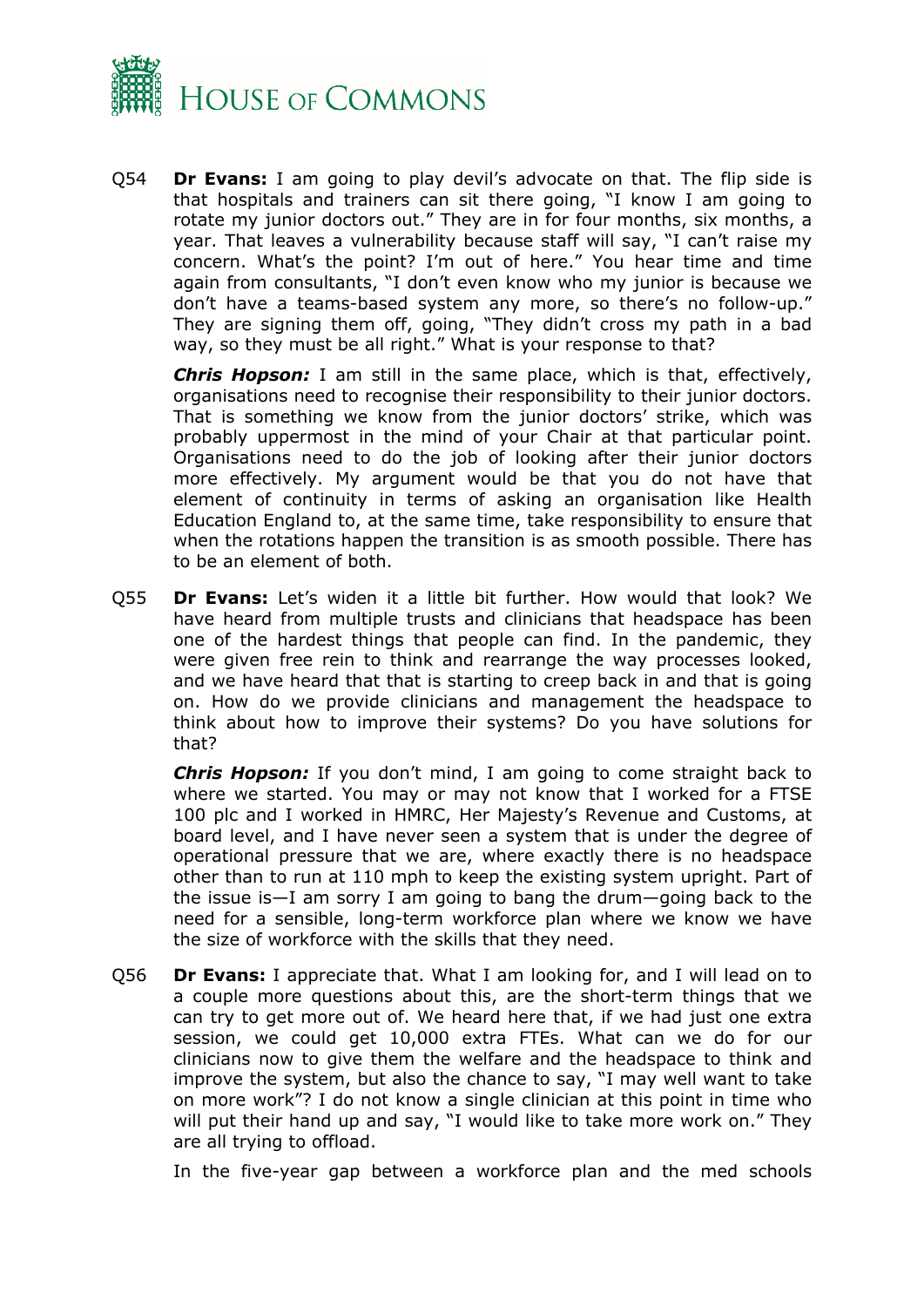Q54 **Dr Evans:** I am going to play devil's advocate on that. The flip side is that hospitals and trainers can sit there going, "I know I am going to rotate my junior doctors out." They are in for four months, six months, a year. That leaves a vulnerability because staff will say, "I can't raise my concern. What's the point? I'm out of here." You hear time and time again from consultants, "I don't even know who my junior is because we don't have a teams-based system any more, so there's no follow-up." They are signing them off, going, "They didn't cross my path in a bad way, so they must be all right." What is your response to that?

***Chris Hopson:*** I am still in the same place, which is that, effectively, organisations need to recognise their responsibility to their junior doctors. That is something we know from the junior doctors' strike, which was probably uppermost in the mind of your Chair at that particular point. Organisations need to do the job of looking after their junior doctors more effectively. My argument would be that you do not have that element of continuity in terms of asking an organisation like Health Education England to, at the same time, take responsibility to ensure that when the rotations happen the transition is as smooth possible. There has to be an element of both.

Q55 **Dr Evans:** Let's widen it a little bit further. How would that look? We have heard from multiple trusts and clinicians that headspace has been one of the hardest things that people can find. In the pandemic, they were given free rein to think and rearrange the way processes looked, and we have heard that that is starting to creep back in and that is going on. How do we provide clinicians and management the headspace to think about how to improve their systems? Do you have solutions for that?

***Chris Hopson:*** If you don't mind, I am going to come straight back to where we started. You may or may not know that I worked for a FTSE 100 plc and I worked in HMRC, Her Majesty's Revenue and Customs, at board level, and I have never seen a system that is under the degree of operational pressure that we are, where exactly there is no headspace other than to run at 110 mph to keep the existing system upright. Part of the issue is—I am sorry I am going to bang the drum—going back to the need for a sensible, long-term workforce plan where we know we have the size of workforce with the skills that they need.

Q56 **Dr Evans:** I appreciate that. What I am looking for, and I will lead on to a couple more questions about this, are the short-term things that we can try to get more out of. We heard here that, if we had just one extra session, we could get 10,000 extra FTEs. What can we do for our clinicians now to give them the welfare and the headspace to think and improve the system, but also the chance to say, "I may well want to take on more work"? I do not know a single clinician at this point in time who will put their hand up and say, "I would like to take more work on." They are all trying to offload.

In the five-year gap between a workforce plan and the med schools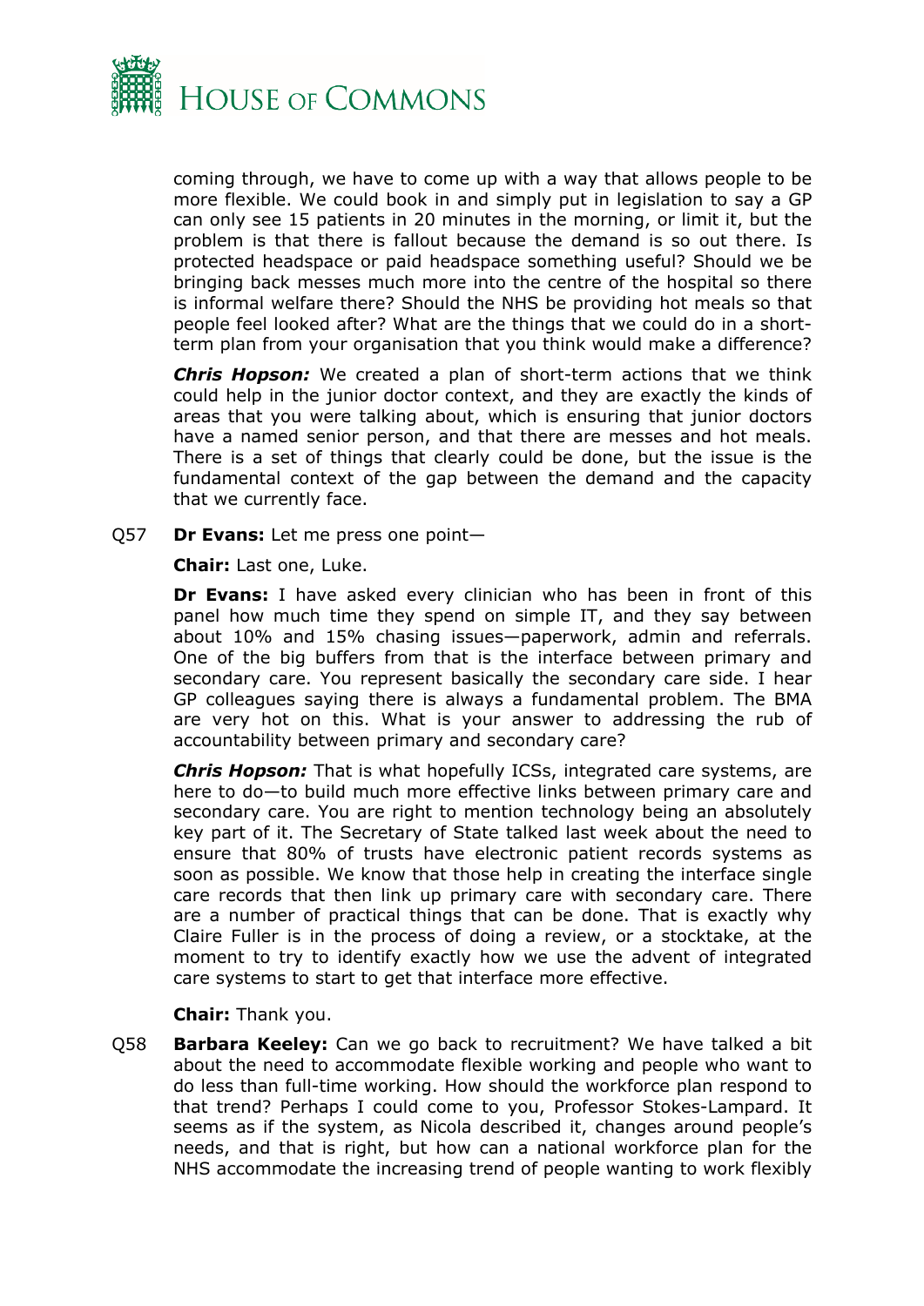coming through, we have to come up with a way that allows people to be more flexible. We could book in and simply put in legislation to say a GP can only see 15 patients in 20 minutes in the morning, or limit it, but the problem is that there is fallout because the demand is so out there. Is protected headspace or paid headspace something useful? Should we be bringing back messes much more into the centre of the hospital so there is informal welfare there? Should the NHS be providing hot meals so that people feel looked after? What are the things that we could do in a short-term plan from your organisation that you think would make a difference?

***Chris Hopson:*** We created a plan of short-term actions that we think could help in the junior doctor context, and they are exactly the kinds of areas that you were talking about, which is ensuring that junior doctors have a named senior person, and that there are messes and hot meals. There is a set of things that clearly could be done, but the issue is the fundamental context of the gap between the demand and the capacity that we currently face.

Q57 **Dr Evans:** Let me press one point—

**Chair:** Last one, Luke.

**Dr Evans:** I have asked every clinician who has been in front of this panel how much time they spend on simple IT, and they say between about 10% and 15% chasing issues—paperwork, admin and referrals. One of the big buffers from that is the interface between primary and secondary care. You represent basically the secondary care side. I hear GP colleagues saying there is always a fundamental problem. The BMA are very hot on this. What is your answer to addressing the rub of accountability between primary and secondary care?

***Chris Hopson:*** That is what hopefully ICSs, integrated care systems, are here to do—to build much more effective links between primary care and secondary care. You are right to mention technology being an absolutely key part of it. The Secretary of State talked last week about the need to ensure that 80% of trusts have electronic patient records systems as soon as possible. We know that those help in creating the interface single care records that then link up primary care with secondary care. There are a number of practical things that can be done. That is exactly why Claire Fuller is in the process of doing a review, or a stocktake, at the moment to try to identify exactly how we use the advent of integrated care systems to start to get that interface more effective.

**Chair:** Thank you.

Q58 **Barbara Keeley:** Can we go back to recruitment? We have talked a bit about the need to accommodate flexible working and people who want to do less than full-time working. How should the workforce plan respond to that trend? Perhaps I could come to you, Professor Stokes-Lampard. It seems as if the system, as Nicola described it, changes around people's needs, and that is right, but how can a national workforce plan for the NHS accommodate the increasing trend of people wanting to work flexibly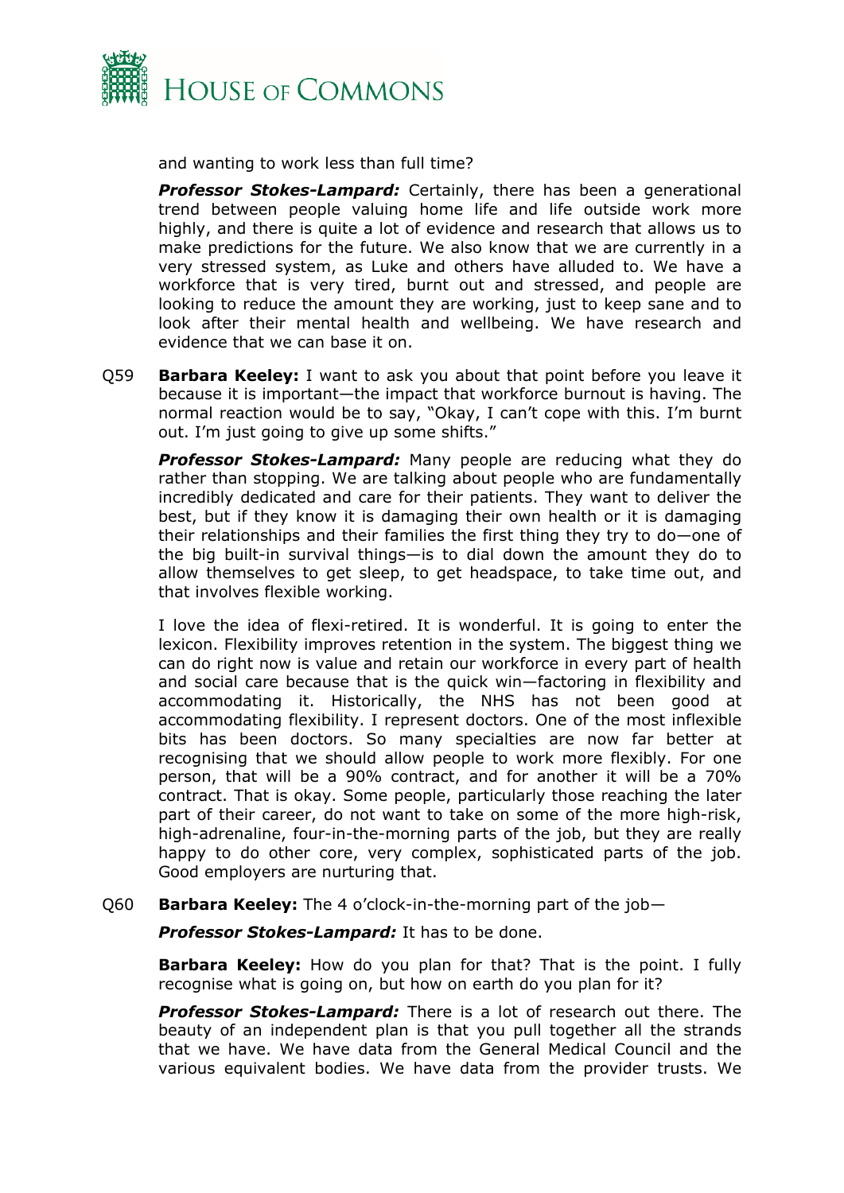and wanting to work less than full time?

***Professor Stokes-Lampard:*** Certainly, there has been a generational trend between people valuing home life and life outside work more highly, and there is quite a lot of evidence and research that allows us to make predictions for the future. We also know that we are currently in a very stressed system, as Luke and others have alluded to. We have a workforce that is very tired, burnt out and stressed, and people are looking to reduce the amount they are working, just to keep sane and to look after their mental health and wellbeing. We have research and evidence that we can base it on.

Q59 **Barbara Keeley:** I want to ask you about that point before you leave it because it is important—the impact that workforce burnout is having. The normal reaction would be to say, "Okay, I can't cope with this. I'm burnt out. I'm just going to give up some shifts."

***Professor Stokes-Lampard:*** Many people are reducing what they do rather than stopping. We are talking about people who are fundamentally incredibly dedicated and care for their patients. They want to deliver the best, but if they know it is damaging their own health or it is damaging their relationships and their families the first thing they try to do—one of the big built-in survival things—is to dial down the amount they do to allow themselves to get sleep, to get headspace, to take time out, and that involves flexible working.

I love the idea of flexi-retired. It is wonderful. It is going to enter the lexicon. Flexibility improves retention in the system. The biggest thing we can do right now is value and retain our workforce in every part of health and social care because that is the quick win—factoring in flexibility and accommodating it. Historically, the NHS has not been good at accommodating flexibility. I represent doctors. One of the most inflexible bits has been doctors. So many specialties are now far better at recognising that we should allow people to work more flexibly. For one person, that will be a 90% contract, and for another it will be a 70% contract. That is okay. Some people, particularly those reaching the later part of their career, do not want to take on some of the more high-risk, high-adrenaline, four-in-the-morning parts of the job, but they are really happy to do other core, very complex, sophisticated parts of the job. Good employers are nurturing that.

Q60 **Barbara Keeley:** The 4 o'clock-in-the-morning part of the job—

***Professor Stokes-Lampard:*** It has to be done.

**Barbara Keeley:** How do you plan for that? That is the point. I fully recognise what is going on, but how on earth do you plan for it?

***Professor Stokes-Lampard:*** There is a lot of research out there. The beauty of an independent plan is that you pull together all the strands that we have. We have data from the General Medical Council and the various equivalent bodies. We have data from the provider trusts. We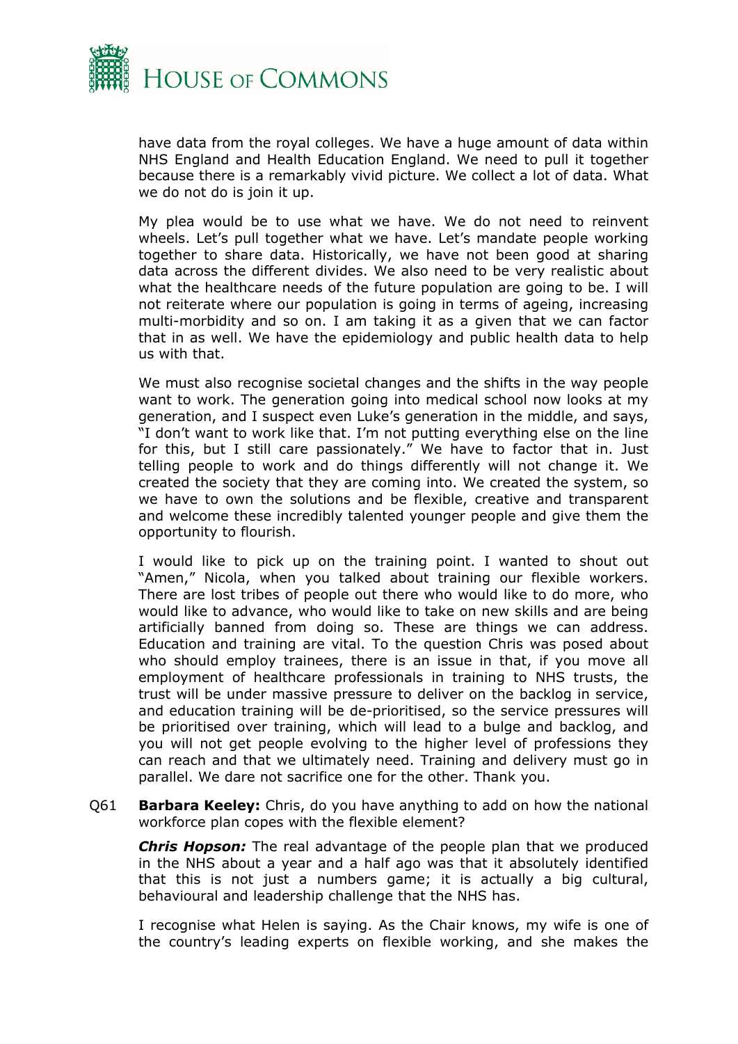have data from the royal colleges. We have a huge amount of data within NHS England and Health Education England. We need to pull it together because there is a remarkably vivid picture. We collect a lot of data. What we do not do is join it up.

My plea would be to use what we have. We do not need to reinvent wheels. Let's pull together what we have. Let's mandate people working together to share data. Historically, we have not been good at sharing data across the different divides. We also need to be very realistic about what the healthcare needs of the future population are going to be. I will not reiterate where our population is going in terms of ageing, increasing multi-morbidity and so on. I am taking it as a given that we can factor that in as well. We have the epidemiology and public health data to help us with that.

We must also recognise societal changes and the shifts in the way people want to work. The generation going into medical school now looks at my generation, and I suspect even Luke's generation in the middle, and says, "I don't want to work like that. I'm not putting everything else on the line for this, but I still care passionately." We have to factor that in. Just telling people to work and do things differently will not change it. We created the society that they are coming into. We created the system, so we have to own the solutions and be flexible, creative and transparent and welcome these incredibly talented younger people and give them the opportunity to flourish.

I would like to pick up on the training point. I wanted to shout out "Amen," Nicola, when you talked about training our flexible workers. There are lost tribes of people out there who would like to do more, who would like to advance, who would like to take on new skills and are being artificially banned from doing so. These are things we can address. Education and training are vital. To the question Chris was posed about who should employ trainees, there is an issue in that, if you move all employment of healthcare professionals in training to NHS trusts, the trust will be under massive pressure to deliver on the backlog in service, and education training will be de-prioritised, so the service pressures will be prioritised over training, which will lead to a bulge and backlog, and you will not get people evolving to the higher level of professions they can reach and that we ultimately need. Training and delivery must go in parallel. We dare not sacrifice one for the other. Thank you.

Q61 **Barbara Keeley:** Chris, do you have anything to add on how the national workforce plan copes with the flexible element?

***Chris Hopson:*** The real advantage of the people plan that we produced in the NHS about a year and a half ago was that it absolutely identified that this is not just a numbers game; it is actually a big cultural, behavioural and leadership challenge that the NHS has.

I recognise what Helen is saying. As the Chair knows, my wife is one of the country's leading experts on flexible working, and she makes the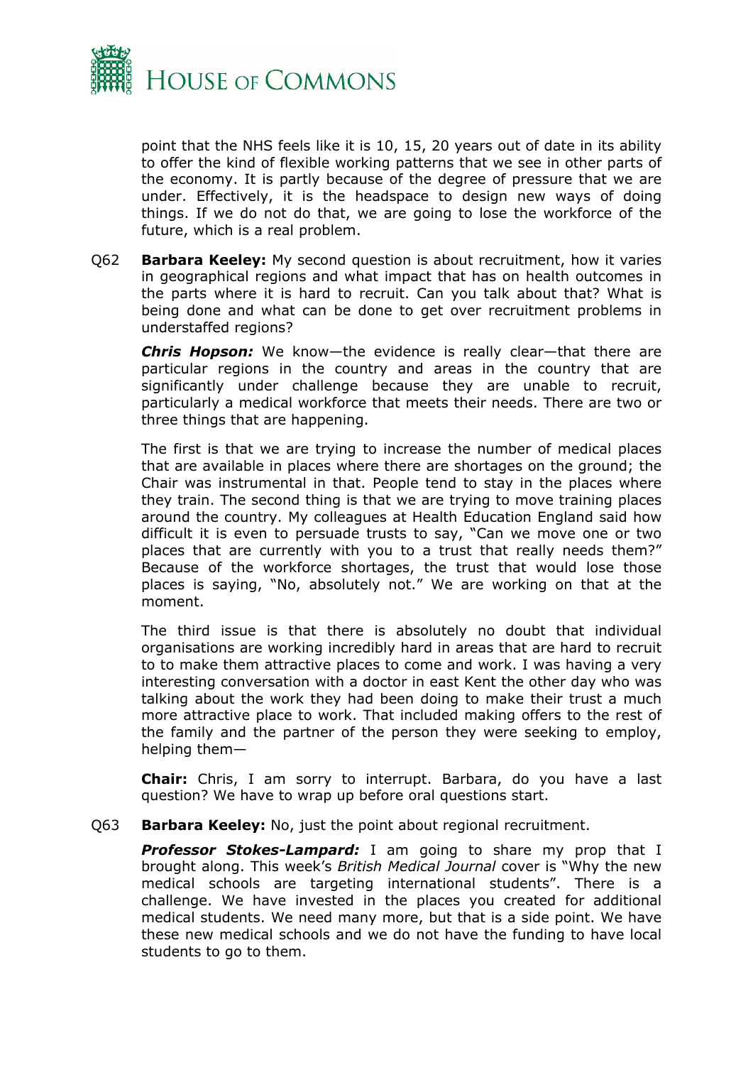point that the NHS feels like it is 10, 15, 20 years out of date in its ability to offer the kind of flexible working patterns that we see in other parts of the economy. It is partly because of the degree of pressure that we are under. Effectively, it is the headspace to design new ways of doing things. If we do not do that, we are going to lose the workforce of the future, which is a real problem.

Q62 **Barbara Keeley:** My second question is about recruitment, how it varies in geographical regions and what impact that has on health outcomes in the parts where it is hard to recruit. Can you talk about that? What is being done and what can be done to get over recruitment problems in understaffed regions?

***Chris Hopson:*** We know—the evidence is really clear—that there are particular regions in the country and areas in the country that are significantly under challenge because they are unable to recruit, particularly a medical workforce that meets their needs. There are two or three things that are happening.

The first is that we are trying to increase the number of medical places that are available in places where there are shortages on the ground; the Chair was instrumental in that. People tend to stay in the places where they train. The second thing is that we are trying to move training places around the country. My colleagues at Health Education England said how difficult it is even to persuade trusts to say, "Can we move one or two places that are currently with you to a trust that really needs them?" Because of the workforce shortages, the trust that would lose those places is saying, "No, absolutely not." We are working on that at the moment.

The third issue is that there is absolutely no doubt that individual organisations are working incredibly hard in areas that are hard to recruit to to make them attractive places to come and work. I was having a very interesting conversation with a doctor in east Kent the other day who was talking about the work they had been doing to make their trust a much more attractive place to work. That included making offers to the rest of the family and the partner of the person they were seeking to employ, helping them—

**Chair:** Chris, I am sorry to interrupt. Barbara, do you have a last question? We have to wrap up before oral questions start.

Q63 **Barbara Keeley:** No, just the point about regional recruitment.

***Professor Stokes-Lampard:*** I am going to share my prop that I brought along. This week's *British Medical Journal* cover is "Why the new medical schools are targeting international students". There is a challenge. We have invested in the places you created for additional medical students. We need many more, but that is a side point. We have these new medical schools and we do not have the funding to have local students to go to them.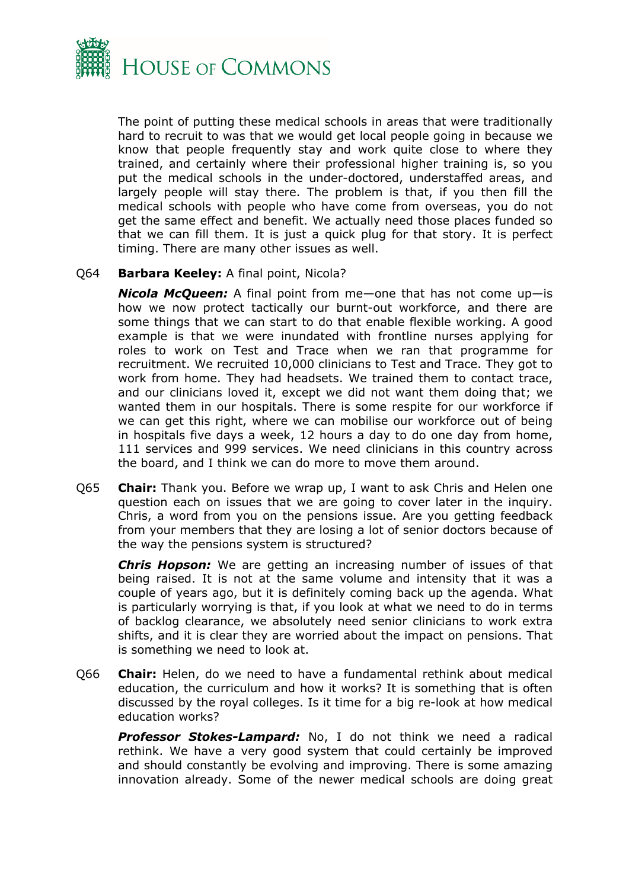The point of putting these medical schools in areas that were traditionally hard to recruit to was that we would get local people going in because we know that people frequently stay and work quite close to where they trained, and certainly where their professional higher training is, so you put the medical schools in the under-doctored, understaffed areas, and largely people will stay there. The problem is that, if you then fill the medical schools with people who have come from overseas, you do not get the same effect and benefit. We actually need those places funded so that we can fill them. It is just a quick plug for that story. It is perfect timing. There are many other issues as well.

Q64 **Barbara Keeley:** A final point, Nicola?

***Nicola McQueen:*** A final point from me—one that has not come up—is how we now protect tactically our burnt-out workforce, and there are some things that we can start to do that enable flexible working. A good example is that we were inundated with frontline nurses applying for roles to work on Test and Trace when we ran that programme for recruitment. We recruited 10,000 clinicians to Test and Trace. They got to work from home. They had headsets. We trained them to contact trace, and our clinicians loved it, except we did not want them doing that; we wanted them in our hospitals. There is some respite for our workforce if we can get this right, where we can mobilise our workforce out of being in hospitals five days a week, 12 hours a day to do one day from home, 111 services and 999 services. We need clinicians in this country across the board, and I think we can do more to move them around.

Q65 **Chair:** Thank you. Before we wrap up, I want to ask Chris and Helen one question each on issues that we are going to cover later in the inquiry. Chris, a word from you on the pensions issue. Are you getting feedback from your members that they are losing a lot of senior doctors because of the way the pensions system is structured?

***Chris Hopson:*** We are getting an increasing number of issues of that being raised. It is not at the same volume and intensity that it was a couple of years ago, but it is definitely coming back up the agenda. What is particularly worrying is that, if you look at what we need to do in terms of backlog clearance, we absolutely need senior clinicians to work extra shifts, and it is clear they are worried about the impact on pensions. That is something we need to look at.

Q66 **Chair:** Helen, do we need to have a fundamental rethink about medical education, the curriculum and how it works? It is something that is often discussed by the royal colleges. Is it time for a big re-look at how medical education works?

***Professor Stokes-Lampard:*** No, I do not think we need a radical rethink. We have a very good system that could certainly be improved and should constantly be evolving and improving. There is some amazing innovation already. Some of the newer medical schools are doing great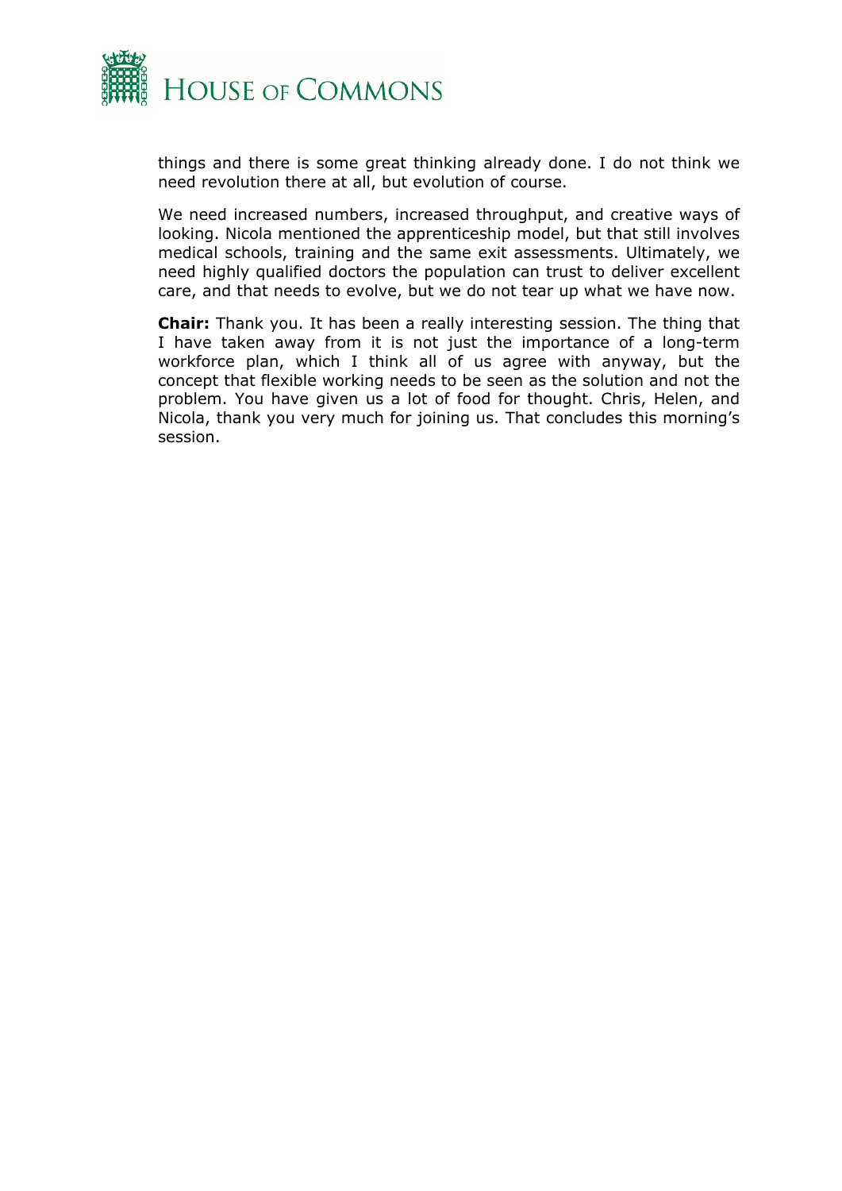things and there is some great thinking already done. I do not think we need revolution there at all, but evolution of course.

We need increased numbers, increased throughput, and creative ways of looking. Nicola mentioned the apprenticeship model, but that still involves medical schools, training and the same exit assessments. Ultimately, we need highly qualified doctors the population can trust to deliver excellent care, and that needs to evolve, but we do not tear up what we have now.

**Chair:** Thank you. It has been a really interesting session. The thing that I have taken away from it is not just the importance of a long-term workforce plan, which I think all of us agree with anyway, but the concept that flexible working needs to be seen as the solution and not the problem. You have given us a lot of food for thought. Chris, Helen, and Nicola, thank you very much for joining us. That concludes this morning's session.